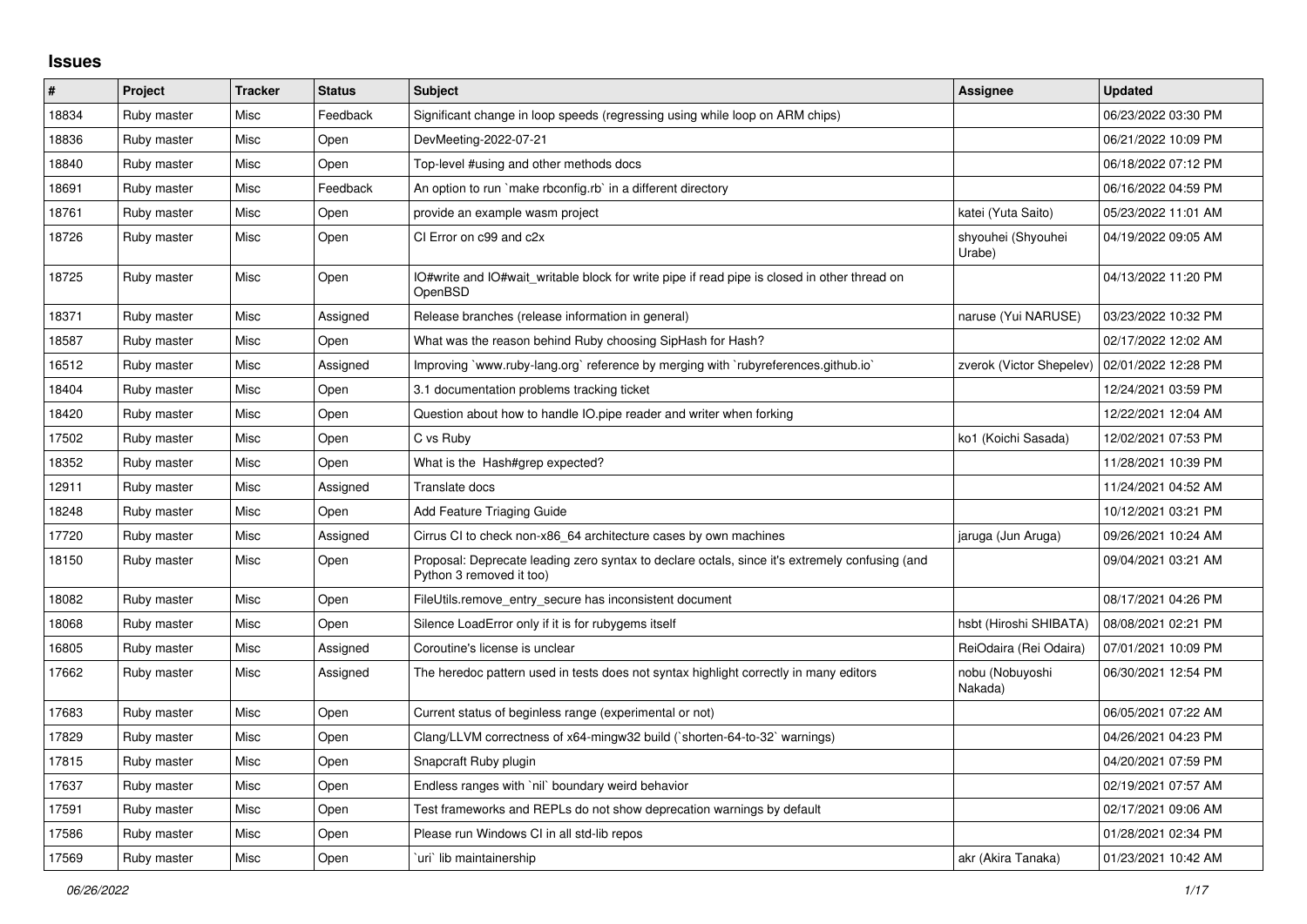## Issues

| # | Project | Tracker | Status | Subject | Assignee | Updated |
|---|---|---|---|---|---|---|
| 18834 | Ruby master | Misc | Feedback | Significant change in loop speeds (regressing using while loop on ARM chips) | | 06/23/2022 03:30 PM |
| 18836 | Ruby master | Misc | Open | DevMeeting-2022-07-21 | | 06/21/2022 10:09 PM |
| 18840 | Ruby master | Misc | Open | Top-level #using and other methods docs | | 06/18/2022 07:12 PM |
| 18691 | Ruby master | Misc | Feedback | An option to run `make rbconfig.rb` in a different directory | | 06/16/2022 04:59 PM |
| 18761 | Ruby master | Misc | Open | provide an example wasm project | katei (Yuta Saito) | 05/23/2022 11:01 AM |
| 18726 | Ruby master | Misc | Open | CI Error on c99 and c2x | shyouhei (Shyouhei Urabe) | 04/19/2022 09:05 AM |
| 18725 | Ruby master | Misc | Open | IO#write and IO#wait_writable block for write pipe if read pipe is closed in other thread on OpenBSD | | 04/13/2022 11:20 PM |
| 18371 | Ruby master | Misc | Assigned | Release branches (release information in general) | naruse (Yui NARUSE) | 03/23/2022 10:32 PM |
| 18587 | Ruby master | Misc | Open | What was the reason behind Ruby choosing SipHash for Hash? | | 02/17/2022 12:02 AM |
| 16512 | Ruby master | Misc | Assigned | Improving `www.ruby-lang.org` reference by merging with `rubyreferences.github.io` | zverok (Victor Shepelev) | 02/01/2022 12:28 PM |
| 18404 | Ruby master | Misc | Open | 3.1 documentation problems tracking ticket | | 12/24/2021 03:59 PM |
| 18420 | Ruby master | Misc | Open | Question about how to handle IO.pipe reader and writer when forking | | 12/22/2021 12:04 AM |
| 17502 | Ruby master | Misc | Open | C vs Ruby | ko1 (Koichi Sasada) | 12/02/2021 07:53 PM |
| 18352 | Ruby master | Misc | Open | What is the Hash#grep expected? | | 11/28/2021 10:39 PM |
| 12911 | Ruby master | Misc | Assigned | Translate docs | | 11/24/2021 04:52 AM |
| 18248 | Ruby master | Misc | Open | Add Feature Triaging Guide | | 10/12/2021 03:21 PM |
| 17720 | Ruby master | Misc | Assigned | Cirrus CI to check non-x86_64 architecture cases by own machines | jaruga (Jun Aruga) | 09/26/2021 10:24 AM |
| 18150 | Ruby master | Misc | Open | Proposal: Deprecate leading zero syntax to declare octals, since it's extremely confusing (and Python 3 removed it too) | | 09/04/2021 03:21 AM |
| 18082 | Ruby master | Misc | Open | FileUtils.remove_entry_secure has inconsistent document | | 08/17/2021 04:26 PM |
| 18068 | Ruby master | Misc | Open | Silence LoadError only if it is for rubygems itself | hsbt (Hiroshi SHIBATA) | 08/08/2021 02:21 PM |
| 16805 | Ruby master | Misc | Assigned | Coroutine's license is unclear | ReiOdaira (Rei Odaira) | 07/01/2021 10:09 PM |
| 17662 | Ruby master | Misc | Assigned | The heredoc pattern used in tests does not syntax highlight correctly in many editors | nobu (Nobuyoshi Nakada) | 06/30/2021 12:54 PM |
| 17683 | Ruby master | Misc | Open | Current status of beginless range (experimental or not) | | 06/05/2021 07:22 AM |
| 17829 | Ruby master | Misc | Open | Clang/LLVM correctness of x64-mingw32 build (`shorten-64-to-32` warnings) | | 04/26/2021 04:23 PM |
| 17815 | Ruby master | Misc | Open | Snapcraft Ruby plugin | | 04/20/2021 07:59 PM |
| 17637 | Ruby master | Misc | Open | Endless ranges with `nil` boundary weird behavior | | 02/19/2021 07:57 AM |
| 17591 | Ruby master | Misc | Open | Test frameworks and REPLs do not show deprecation warnings by default | | 02/17/2021 09:06 AM |
| 17586 | Ruby master | Misc | Open | Please run Windows CI in all std-lib repos | | 01/28/2021 02:34 PM |
| 17569 | Ruby master | Misc | Open | `uri` lib maintainership | akr (Akira Tanaka) | 01/23/2021 10:42 AM |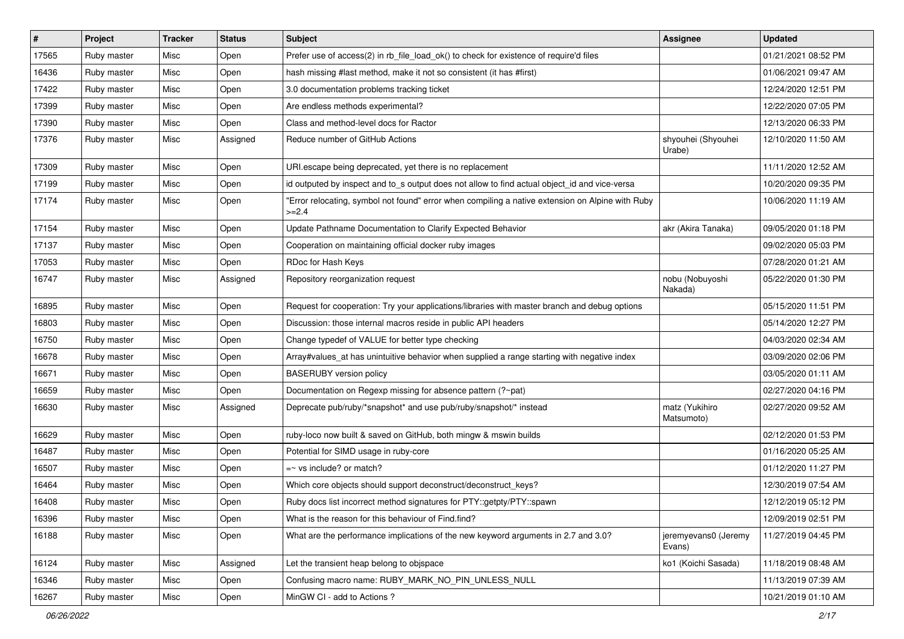| # | Project | Tracker | Status | Subject | Assignee | Updated |
|---|---|---|---|---|---|---|
| 17565 | Ruby master | Misc | Open | Prefer use of access(2) in rb_file_load_ok() to check for existence of require'd files | | 01/21/2021 08:52 PM |
| 16436 | Ruby master | Misc | Open | hash missing #last method, make it not so consistent (it has #first) | | 01/06/2021 09:47 AM |
| 17422 | Ruby master | Misc | Open | 3.0 documentation problems tracking ticket | | 12/24/2020 12:51 PM |
| 17399 | Ruby master | Misc | Open | Are endless methods experimental? | | 12/22/2020 07:05 PM |
| 17390 | Ruby master | Misc | Open | Class and method-level docs for Ractor | | 12/13/2020 06:33 PM |
| 17376 | Ruby master | Misc | Assigned | Reduce number of GitHub Actions | shyouhei (Shyouhei Urabe) | 12/10/2020 11:50 AM |
| 17309 | Ruby master | Misc | Open | URI.escape being deprecated, yet there is no replacement | | 11/11/2020 12:52 AM |
| 17199 | Ruby master | Misc | Open | id outputed by inspect and to_s output does not allow to find actual object_id and vice-versa | | 10/20/2020 09:35 PM |
| 17174 | Ruby master | Misc | Open | "Error relocating, symbol not found" error when compiling a native extension on Alpine with Ruby >=2.4 | | 10/06/2020 11:19 AM |
| 17154 | Ruby master | Misc | Open | Update Pathname Documentation to Clarify Expected Behavior | akr (Akira Tanaka) | 09/05/2020 01:18 PM |
| 17137 | Ruby master | Misc | Open | Cooperation on maintaining official docker ruby images | | 09/02/2020 05:03 PM |
| 17053 | Ruby master | Misc | Open | RDoc for Hash Keys | | 07/28/2020 01:21 AM |
| 16747 | Ruby master | Misc | Assigned | Repository reorganization request | nobu (Nobuyoshi Nakada) | 05/22/2020 01:30 PM |
| 16895 | Ruby master | Misc | Open | Request for cooperation: Try your applications/libraries with master branch and debug options | | 05/15/2020 11:51 PM |
| 16803 | Ruby master | Misc | Open | Discussion: those internal macros reside in public API headers | | 05/14/2020 12:27 PM |
| 16750 | Ruby master | Misc | Open | Change typedef of VALUE for better type checking | | 04/03/2020 02:34 AM |
| 16678 | Ruby master | Misc | Open | Array#values_at has unintuitive behavior when supplied a range starting with negative index | | 03/09/2020 02:06 PM |
| 16671 | Ruby master | Misc | Open | BASERUBY version policy | | 03/05/2020 01:11 AM |
| 16659 | Ruby master | Misc | Open | Documentation on Regexp missing for absence pattern (?~pat) | | 02/27/2020 04:16 PM |
| 16630 | Ruby master | Misc | Assigned | Deprecate pub/ruby/*snapshot* and use pub/ruby/snapshot/* instead | matz (Yukihiro Matsumoto) | 02/27/2020 09:52 AM |
| 16629 | Ruby master | Misc | Open | ruby-loco now built & saved on GitHub, both mingw & mswin builds | | 02/12/2020 01:53 PM |
| 16487 | Ruby master | Misc | Open | Potential for SIMD usage in ruby-core | | 01/16/2020 05:25 AM |
| 16507 | Ruby master | Misc | Open | =~ vs include? or match? | | 01/12/2020 11:27 PM |
| 16464 | Ruby master | Misc | Open | Which core objects should support deconstruct/deconstruct_keys? | | 12/30/2019 07:54 AM |
| 16408 | Ruby master | Misc | Open | Ruby docs list incorrect method signatures for PTY::getpty/PTY::spawn | | 12/12/2019 05:12 PM |
| 16396 | Ruby master | Misc | Open | What is the reason for this behaviour of Find.find? | | 12/09/2019 02:51 PM |
| 16188 | Ruby master | Misc | Open | What are the performance implications of the new keyword arguments in 2.7 and 3.0? | jeremyevans0 (Jeremy Evans) | 11/27/2019 04:45 PM |
| 16124 | Ruby master | Misc | Assigned | Let the transient heap belong to objspace | ko1 (Koichi Sasada) | 11/18/2019 08:48 AM |
| 16346 | Ruby master | Misc | Open | Confusing macro name: RUBY_MARK_NO_PIN_UNLESS_NULL | | 11/13/2019 07:39 AM |
| 16267 | Ruby master | Misc | Open | MinGW CI - add to Actions ? | | 10/21/2019 01:10 AM |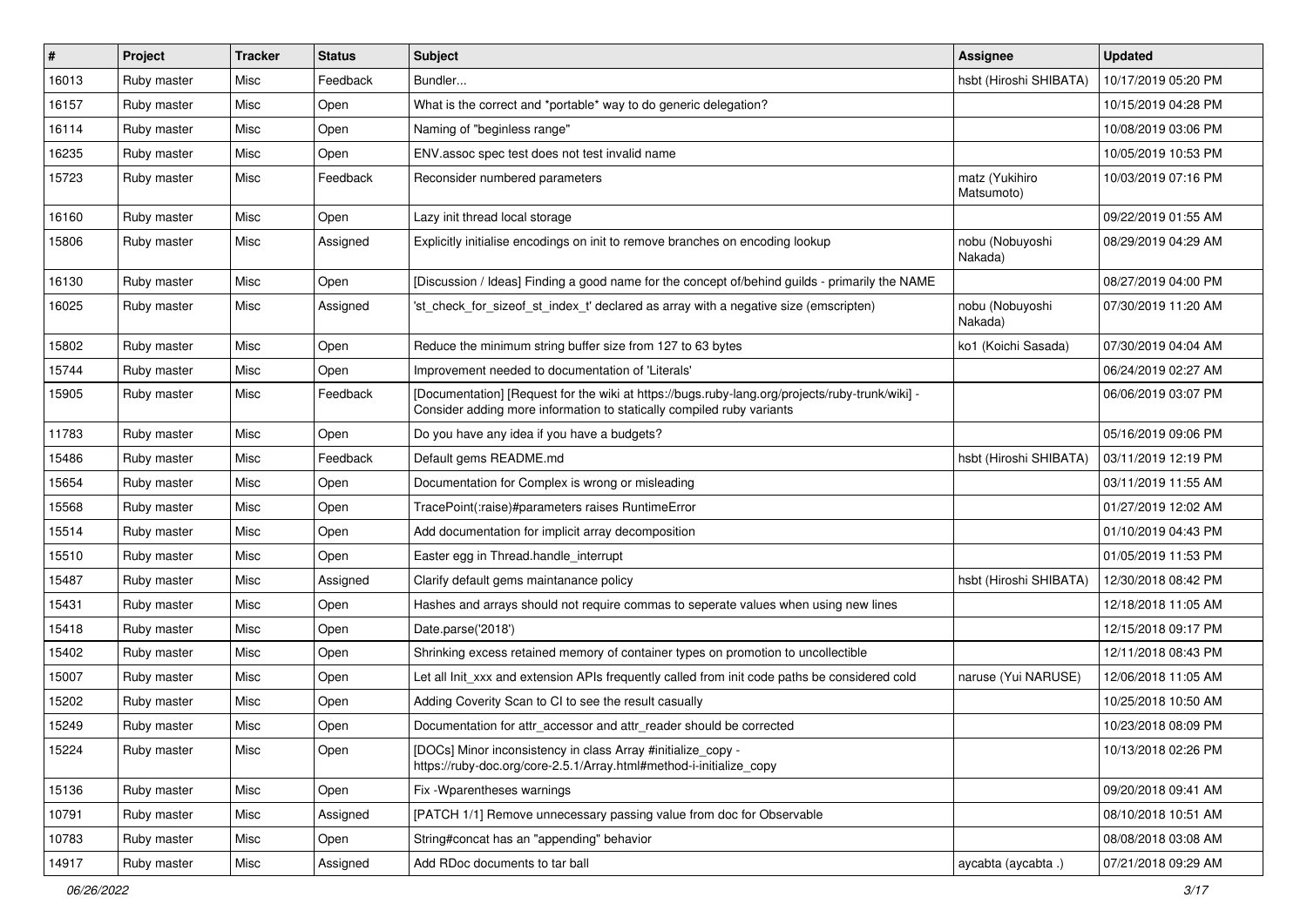| # | Project | Tracker | Status | Subject | Assignee | Updated |
|---|---|---|---|---|---|---|
| 16013 | Ruby master | Misc | Feedback | Bundler... | hsbt (Hiroshi SHIBATA) | 10/17/2019 05:20 PM |
| 16157 | Ruby master | Misc | Open | What is the correct and *portable* way to do generic delegation? | | 10/15/2019 04:28 PM |
| 16114 | Ruby master | Misc | Open | Naming of "beginless range" | | 10/08/2019 03:06 PM |
| 16235 | Ruby master | Misc | Open | ENV.assoc spec test does not test invalid name | | 10/05/2019 10:53 PM |
| 15723 | Ruby master | Misc | Feedback | Reconsider numbered parameters | matz (Yukihiro Matsumoto) | 10/03/2019 07:16 PM |
| 16160 | Ruby master | Misc | Open | Lazy init thread local storage | | 09/22/2019 01:55 AM |
| 15806 | Ruby master | Misc | Assigned | Explicitly initialise encodings on init to remove branches on encoding lookup | nobu (Nobuyoshi Nakada) | 08/29/2019 04:29 AM |
| 16130 | Ruby master | Misc | Open | [Discussion / Ideas] Finding a good name for the concept of/behind guilds - primarily the NAME | | 08/27/2019 04:00 PM |
| 16025 | Ruby master | Misc | Assigned | 'st_check_for_sizeof_st_index_t' declared as array with a negative size (emscripten) | nobu (Nobuyoshi Nakada) | 07/30/2019 11:20 AM |
| 15802 | Ruby master | Misc | Open | Reduce the minimum string buffer size from 127 to 63 bytes | ko1 (Koichi Sasada) | 07/30/2019 04:04 AM |
| 15744 | Ruby master | Misc | Open | Improvement needed to documentation of 'Literals' | | 06/24/2019 02:27 AM |
| 15905 | Ruby master | Misc | Feedback | [Documentation] [Request for the wiki at https://bugs.ruby-lang.org/projects/ruby-trunk/wiki] - Consider adding more information to statically compiled ruby variants | | 06/06/2019 03:07 PM |
| 11783 | Ruby master | Misc | Open | Do you have any idea if you have a budgets? | | 05/16/2019 09:06 PM |
| 15486 | Ruby master | Misc | Feedback | Default gems README.md | hsbt (Hiroshi SHIBATA) | 03/11/2019 12:19 PM |
| 15654 | Ruby master | Misc | Open | Documentation for Complex is wrong or misleading | | 03/11/2019 11:55 AM |
| 15568 | Ruby master | Misc | Open | TracePoint(:raise)#parameters raises RuntimeError | | 01/27/2019 12:02 AM |
| 15514 | Ruby master | Misc | Open | Add documentation for implicit array decomposition | | 01/10/2019 04:43 PM |
| 15510 | Ruby master | Misc | Open | Easter egg in Thread.handle_interrupt | | 01/05/2019 11:53 PM |
| 15487 | Ruby master | Misc | Assigned | Clarify default gems maintanance policy | hsbt (Hiroshi SHIBATA) | 12/30/2018 08:42 PM |
| 15431 | Ruby master | Misc | Open | Hashes and arrays should not require commas to seperate values when using new lines | | 12/18/2018 11:05 AM |
| 15418 | Ruby master | Misc | Open | Date.parse('2018') | | 12/15/2018 09:17 PM |
| 15402 | Ruby master | Misc | Open | Shrinking excess retained memory of container types on promotion to uncollectible | | 12/11/2018 08:43 PM |
| 15007 | Ruby master | Misc | Open | Let all Init_xxx and extension APIs frequently called from init code paths be considered cold | naruse (Yui NARUSE) | 12/06/2018 11:05 AM |
| 15202 | Ruby master | Misc | Open | Adding Coverity Scan to CI to see the result casually | | 10/25/2018 10:50 AM |
| 15249 | Ruby master | Misc | Open | Documentation for attr_accessor and attr_reader should be corrected | | 10/23/2018 08:09 PM |
| 15224 | Ruby master | Misc | Open | [DOCs] Minor inconsistency in class Array #initialize_copy - https://ruby-doc.org/core-2.5.1/Array.html#method-i-initialize_copy | | 10/13/2018 02:26 PM |
| 15136 | Ruby master | Misc | Open | Fix -Wparentheses warnings | | 09/20/2018 09:41 AM |
| 10791 | Ruby master | Misc | Assigned | [PATCH 1/1] Remove unnecessary passing value from doc for Observable | | 08/10/2018 10:51 AM |
| 10783 | Ruby master | Misc | Open | String#concat has an "appending" behavior | | 08/08/2018 03:08 AM |
| 14917 | Ruby master | Misc | Assigned | Add RDoc documents to tar ball | aycabta (aycabta .) | 07/21/2018 09:29 AM |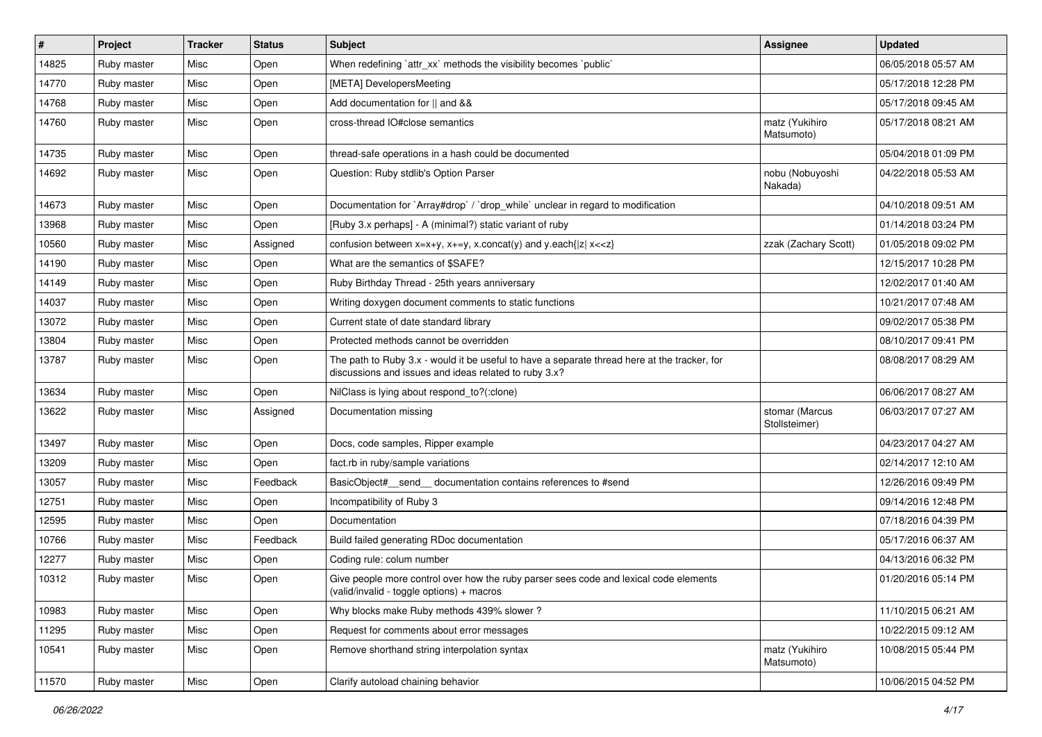| # | Project | Tracker | Status | Subject | Assignee | Updated |
|---|---|---|---|---|---|---|
| 14825 | Ruby master | Misc | Open | When redefining `attr_xx` methods the visibility becomes `public` | | 06/05/2018 05:57 AM |
| 14770 | Ruby master | Misc | Open | [META] DevelopersMeeting | | 05/17/2018 12:28 PM |
| 14768 | Ruby master | Misc | Open | Add documentation for \|\| and && | | 05/17/2018 09:45 AM |
| 14760 | Ruby master | Misc | Open | cross-thread IO#close semantics | matz (Yukihiro Matsumoto) | 05/17/2018 08:21 AM |
| 14735 | Ruby master | Misc | Open | thread-safe operations in a hash could be documented | | 05/04/2018 01:09 PM |
| 14692 | Ruby master | Misc | Open | Question: Ruby stdlib's Option Parser | nobu (Nobuyoshi Nakada) | 04/22/2018 05:53 AM |
| 14673 | Ruby master | Misc | Open | Documentation for `Array#drop` / `drop_while` unclear in regard to modification | | 04/10/2018 09:51 AM |
| 13968 | Ruby master | Misc | Open | [Ruby 3.x perhaps] - A (minimal?) static variant of ruby | | 01/14/2018 03:24 PM |
| 10560 | Ruby master | Misc | Assigned | confusion between x=x+y, x+=y, x.concat(y) and y.each{\|z\| x<<z} | zzak (Zachary Scott) | 01/05/2018 09:02 PM |
| 14190 | Ruby master | Misc | Open | What are the semantics of $SAFE? | | 12/15/2017 10:28 PM |
| 14149 | Ruby master | Misc | Open | Ruby Birthday Thread - 25th years anniversary | | 12/02/2017 01:40 AM |
| 14037 | Ruby master | Misc | Open | Writing doxygen document comments to static functions | | 10/21/2017 07:48 AM |
| 13072 | Ruby master | Misc | Open | Current state of date standard library | | 09/02/2017 05:38 PM |
| 13804 | Ruby master | Misc | Open | Protected methods cannot be overridden | | 08/10/2017 09:41 PM |
| 13787 | Ruby master | Misc | Open | The path to Ruby 3.x - would it be useful to have a separate thread here at the tracker, for discussions and issues and ideas related to ruby 3.x? | | 08/08/2017 08:29 AM |
| 13634 | Ruby master | Misc | Open | NilClass is lying about respond_to?(:clone) | | 06/06/2017 08:27 AM |
| 13622 | Ruby master | Misc | Assigned | Documentation missing | stomar (Marcus Stollsteimer) | 06/03/2017 07:27 AM |
| 13497 | Ruby master | Misc | Open | Docs, code samples, Ripper example | | 04/23/2017 04:27 AM |
| 13209 | Ruby master | Misc | Open | fact.rb in ruby/sample variations | | 02/14/2017 12:10 AM |
| 13057 | Ruby master | Misc | Feedback | BasicObject#__send__ documentation contains references to #send | | 12/26/2016 09:49 PM |
| 12751 | Ruby master | Misc | Open | Incompatibility of Ruby 3 | | 09/14/2016 12:48 PM |
| 12595 | Ruby master | Misc | Open | Documentation | | 07/18/2016 04:39 PM |
| 10766 | Ruby master | Misc | Feedback | Build failed generating RDoc documentation | | 05/17/2016 06:37 AM |
| 12277 | Ruby master | Misc | Open | Coding rule: colum number | | 04/13/2016 06:32 PM |
| 10312 | Ruby master | Misc | Open | Give people more control over how the ruby parser sees code and lexical code elements (valid/invalid - toggle options) + macros | | 01/20/2016 05:14 PM |
| 10983 | Ruby master | Misc | Open | Why blocks make Ruby methods 439% slower ? | | 11/10/2015 06:21 AM |
| 11295 | Ruby master | Misc | Open | Request for comments about error messages | | 10/22/2015 09:12 AM |
| 10541 | Ruby master | Misc | Open | Remove shorthand string interpolation syntax | matz (Yukihiro Matsumoto) | 10/08/2015 05:44 PM |
| 11570 | Ruby master | Misc | Open | Clarify autoload chaining behavior | | 10/06/2015 04:52 PM |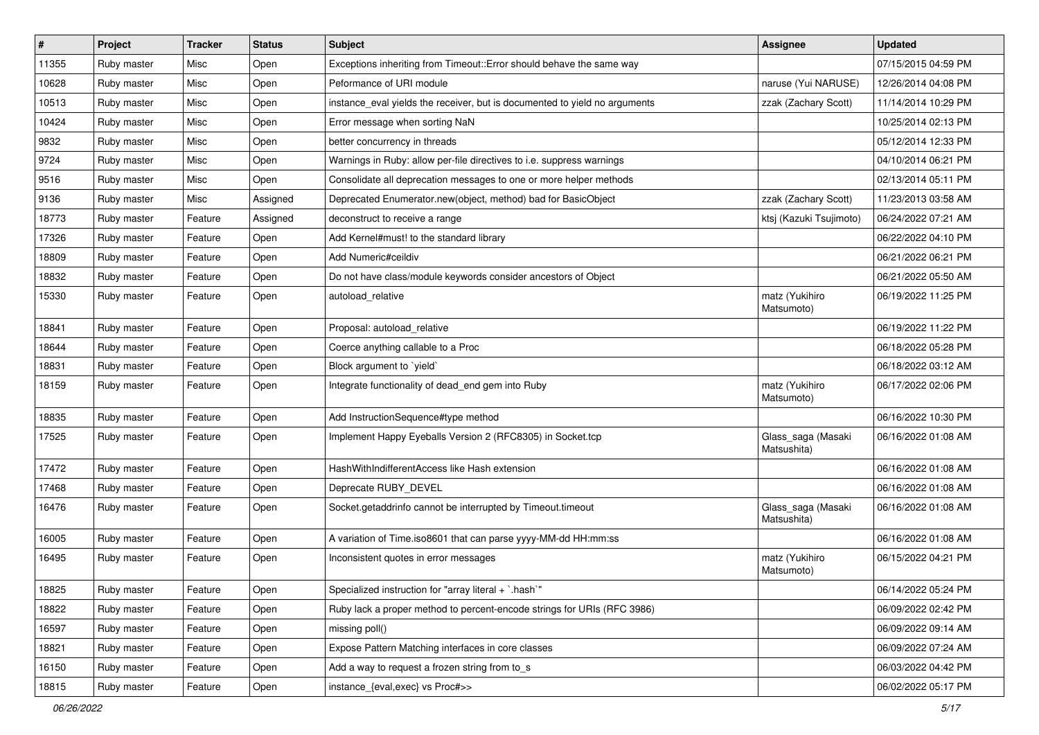| # | Project | Tracker | Status | Subject | Assignee | Updated |
|---|---|---|---|---|---|---|
| 11355 | Ruby master | Misc | Open | Exceptions inheriting from Timeout::Error should behave the same way | | 07/15/2015 04:59 PM |
| 10628 | Ruby master | Misc | Open | Peformance of URI module | naruse (Yui NARUSE) | 12/26/2014 04:08 PM |
| 10513 | Ruby master | Misc | Open | instance_eval yields the receiver, but is documented to yield no arguments | zzak (Zachary Scott) | 11/14/2014 10:29 PM |
| 10424 | Ruby master | Misc | Open | Error message when sorting NaN | | 10/25/2014 02:13 PM |
| 9832 | Ruby master | Misc | Open | better concurrency in threads | | 05/12/2014 12:33 PM |
| 9724 | Ruby master | Misc | Open | Warnings in Ruby: allow per-file directives to i.e. suppress warnings | | 04/10/2014 06:21 PM |
| 9516 | Ruby master | Misc | Open | Consolidate all deprecation messages to one or more helper methods | | 02/13/2014 05:11 PM |
| 9136 | Ruby master | Misc | Assigned | Deprecated Enumerator.new(object, method) bad for BasicObject | zzak (Zachary Scott) | 11/23/2013 03:58 AM |
| 18773 | Ruby master | Feature | Assigned | deconstruct to receive a range | ktsj (Kazuki Tsujimoto) | 06/24/2022 07:21 AM |
| 17326 | Ruby master | Feature | Open | Add Kernel#must! to the standard library | | 06/22/2022 04:10 PM |
| 18809 | Ruby master | Feature | Open | Add Numeric#ceildiv | | 06/21/2022 06:21 PM |
| 18832 | Ruby master | Feature | Open | Do not have class/module keywords consider ancestors of Object | | 06/21/2022 05:50 AM |
| 15330 | Ruby master | Feature | Open | autoload_relative | matz (Yukihiro Matsumoto) | 06/19/2022 11:25 PM |
| 18841 | Ruby master | Feature | Open | Proposal: autoload_relative | | 06/19/2022 11:22 PM |
| 18644 | Ruby master | Feature | Open | Coerce anything callable to a Proc | | 06/18/2022 05:28 PM |
| 18831 | Ruby master | Feature | Open | Block argument to `yield` | | 06/18/2022 03:12 AM |
| 18159 | Ruby master | Feature | Open | Integrate functionality of dead_end gem into Ruby | matz (Yukihiro Matsumoto) | 06/17/2022 02:06 PM |
| 18835 | Ruby master | Feature | Open | Add InstructionSequence#type method | | 06/16/2022 10:30 PM |
| 17525 | Ruby master | Feature | Open | Implement Happy Eyeballs Version 2 (RFC8305) in Socket.tcp | Glass_saga (Masaki Matsushita) | 06/16/2022 01:08 AM |
| 17472 | Ruby master | Feature | Open | HashWithIndifferentAccess like Hash extension | | 06/16/2022 01:08 AM |
| 17468 | Ruby master | Feature | Open | Deprecate RUBY_DEVEL | | 06/16/2022 01:08 AM |
| 16476 | Ruby master | Feature | Open | Socket.getaddrinfo cannot be interrupted by Timeout.timeout | Glass_saga (Masaki Matsushita) | 06/16/2022 01:08 AM |
| 16005 | Ruby master | Feature | Open | A variation of Time.iso8601 that can parse yyyy-MM-dd HH:mm:ss | | 06/16/2022 01:08 AM |
| 16495 | Ruby master | Feature | Open | Inconsistent quotes in error messages | matz (Yukihiro Matsumoto) | 06/15/2022 04:21 PM |
| 18825 | Ruby master | Feature | Open | Specialized instruction for "array literal + `.hash`" | | 06/14/2022 05:24 PM |
| 18822 | Ruby master | Feature | Open | Ruby lack a proper method to percent-encode strings for URIs (RFC 3986) | | 06/09/2022 02:42 PM |
| 16597 | Ruby master | Feature | Open | missing poll() | | 06/09/2022 09:14 AM |
| 18821 | Ruby master | Feature | Open | Expose Pattern Matching interfaces in core classes | | 06/09/2022 07:24 AM |
| 16150 | Ruby master | Feature | Open | Add a way to request a frozen string from to_s | | 06/03/2022 04:42 PM |
| 18815 | Ruby master | Feature | Open | instance_{eval,exec} vs Proc#>> | | 06/02/2022 05:17 PM |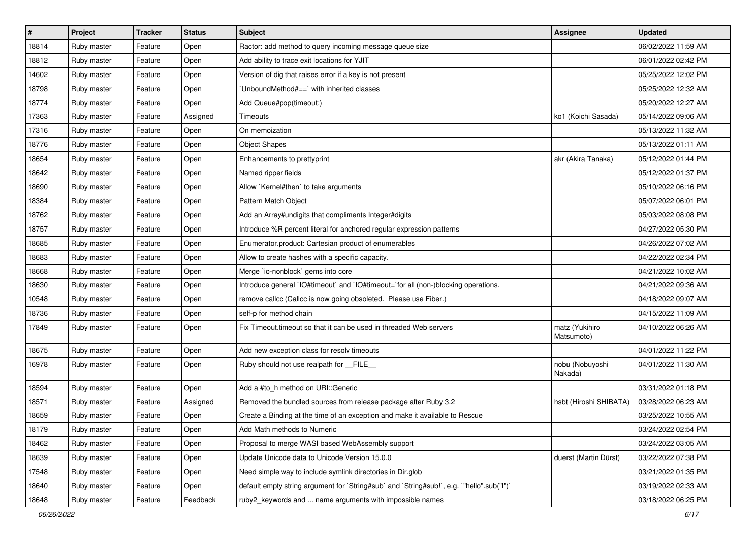| # | Project | Tracker | Status | Subject | Assignee | Updated |
|---|---|---|---|---|---|---|
| 18814 | Ruby master | Feature | Open | Ractor: add method to query incoming message queue size | | 06/02/2022 11:59 AM |
| 18812 | Ruby master | Feature | Open | Add ability to trace exit locations for YJIT | | 06/01/2022 02:42 PM |
| 14602 | Ruby master | Feature | Open | Version of dig that raises error if a key is not present | | 05/25/2022 12:02 PM |
| 18798 | Ruby master | Feature | Open | `UnboundMethod#==` with inherited classes | | 05/25/2022 12:32 AM |
| 18774 | Ruby master | Feature | Open | Add Queue#pop(timeout:) | | 05/20/2022 12:27 AM |
| 17363 | Ruby master | Feature | Assigned | Timeouts | ko1 (Koichi Sasada) | 05/14/2022 09:06 AM |
| 17316 | Ruby master | Feature | Open | On memoization | | 05/13/2022 11:32 AM |
| 18776 | Ruby master | Feature | Open | Object Shapes | | 05/13/2022 01:11 AM |
| 18654 | Ruby master | Feature | Open | Enhancements to prettyprint | akr (Akira Tanaka) | 05/12/2022 01:44 PM |
| 18642 | Ruby master | Feature | Open | Named ripper fields | | 05/12/2022 01:37 PM |
| 18690 | Ruby master | Feature | Open | Allow `Kernel#then` to take arguments | | 05/10/2022 06:16 PM |
| 18384 | Ruby master | Feature | Open | Pattern Match Object | | 05/07/2022 06:01 PM |
| 18762 | Ruby master | Feature | Open | Add an Array#undigits that compliments Integer#digits | | 05/03/2022 08:08 PM |
| 18757 | Ruby master | Feature | Open | Introduce %R percent literal for anchored regular expression patterns | | 04/27/2022 05:30 PM |
| 18685 | Ruby master | Feature | Open | Enumerator.product: Cartesian product of enumerables | | 04/26/2022 07:02 AM |
| 18683 | Ruby master | Feature | Open | Allow to create hashes with a specific capacity. | | 04/22/2022 02:34 PM |
| 18668 | Ruby master | Feature | Open | Merge `io-nonblock` gems into core | | 04/21/2022 10:02 AM |
| 18630 | Ruby master | Feature | Open | Introduce general `IO#timeout` and `IO#timeout=`for all (non-)blocking operations. | | 04/21/2022 09:36 AM |
| 10548 | Ruby master | Feature | Open | remove callcc (Callcc is now going obsoleted. Please use Fiber.) | | 04/18/2022 09:07 AM |
| 18736 | Ruby master | Feature | Open | self-p for method chain | | 04/15/2022 11:09 AM |
| 17849 | Ruby master | Feature | Open | Fix Timeout.timeout so that it can be used in threaded Web servers | matz (Yukihiro Matsumoto) | 04/10/2022 06:26 AM |
| 18675 | Ruby master | Feature | Open | Add new exception class for resolv timeouts | | 04/01/2022 11:22 PM |
| 16978 | Ruby master | Feature | Open | Ruby should not use realpath for __FILE__ | nobu (Nobuyoshi Nakada) | 04/01/2022 11:30 AM |
| 18594 | Ruby master | Feature | Open | Add a #to_h method on URI::Generic | | 03/31/2022 01:18 PM |
| 18571 | Ruby master | Feature | Assigned | Removed the bundled sources from release package after Ruby 3.2 | hsbt (Hiroshi SHIBATA) | 03/28/2022 06:23 AM |
| 18659 | Ruby master | Feature | Open | Create a Binding at the time of an exception and make it available to Rescue | | 03/25/2022 10:55 AM |
| 18179 | Ruby master | Feature | Open | Add Math methods to Numeric | | 03/24/2022 02:54 PM |
| 18462 | Ruby master | Feature | Open | Proposal to merge WASI based WebAssembly support | | 03/24/2022 03:05 AM |
| 18639 | Ruby master | Feature | Open | Update Unicode data to Unicode Version 15.0.0 | duerst (Martin Dürst) | 03/22/2022 07:38 PM |
| 17548 | Ruby master | Feature | Open | Need simple way to include symlink directories in Dir.glob | | 03/21/2022 01:35 PM |
| 18640 | Ruby master | Feature | Open | default empty string argument for `String#sub` and `String#sub!`, e.g. `"hello".sub("l")` | | 03/19/2022 02:33 AM |
| 18648 | Ruby master | Feature | Feedback | ruby2_keywords and ... name arguments with impossible names | | 03/18/2022 06:25 PM |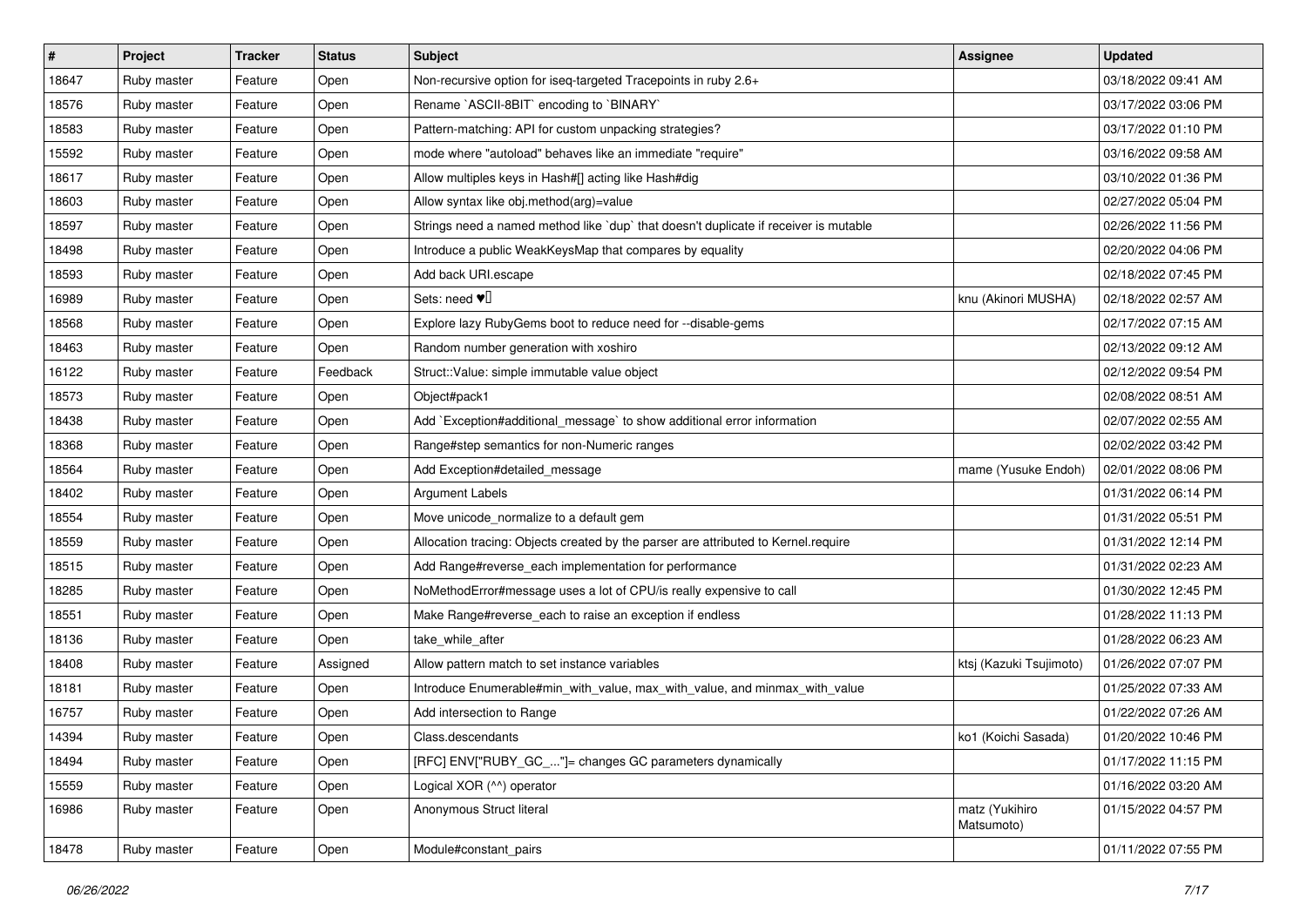| # | Project | Tracker | Status | Subject | Assignee | Updated |
|---|---|---|---|---|---|---|
| 18647 | Ruby master | Feature | Open | Non-recursive option for iseq-targeted Tracepoints in ruby 2.6+ | | 03/18/2022 09:41 AM |
| 18576 | Ruby master | Feature | Open | Rename `ASCII-8BIT` encoding to `BINARY` | | 03/17/2022 03:06 PM |
| 18583 | Ruby master | Feature | Open | Pattern-matching: API for custom unpacking strategies? | | 03/17/2022 01:10 PM |
| 15592 | Ruby master | Feature | Open | mode where "autoload" behaves like an immediate "require" | | 03/16/2022 09:58 AM |
| 18617 | Ruby master | Feature | Open | Allow multiples keys in Hash#[] acting like Hash#dig | | 03/10/2022 01:36 PM |
| 18603 | Ruby master | Feature | Open | Allow syntax like obj.method(arg)=value | | 02/27/2022 05:04 PM |
| 18597 | Ruby master | Feature | Open | Strings need a named method like `dup` that doesn't duplicate if receiver is mutable | | 02/26/2022 11:56 PM |
| 18498 | Ruby master | Feature | Open | Introduce a public WeakKeysMap that compares by equality | | 02/20/2022 04:06 PM |
| 18593 | Ruby master | Feature | Open | Add back URI.escape | | 02/18/2022 07:45 PM |
| 16989 | Ruby master | Feature | Open | Sets: need ♥️ | knu (Akinori MUSHA) | 02/18/2022 02:57 AM |
| 18568 | Ruby master | Feature | Open | Explore lazy RubyGems boot to reduce need for --disable-gems | | 02/17/2022 07:15 AM |
| 18463 | Ruby master | Feature | Open | Random number generation with xoshiro | | 02/13/2022 09:12 AM |
| 16122 | Ruby master | Feature | Feedback | Struct::Value: simple immutable value object | | 02/12/2022 09:54 PM |
| 18573 | Ruby master | Feature | Open | Object#pack1 | | 02/08/2022 08:51 AM |
| 18438 | Ruby master | Feature | Open | Add `Exception#additional_message` to show additional error information | | 02/07/2022 02:55 AM |
| 18368 | Ruby master | Feature | Open | Range#step semantics for non-Numeric ranges | | 02/02/2022 03:42 PM |
| 18564 | Ruby master | Feature | Open | Add Exception#detailed_message | mame (Yusuke Endoh) | 02/01/2022 08:06 PM |
| 18402 | Ruby master | Feature | Open | Argument Labels | | 01/31/2022 06:14 PM |
| 18554 | Ruby master | Feature | Open | Move unicode_normalize to a default gem | | 01/31/2022 05:51 PM |
| 18559 | Ruby master | Feature | Open | Allocation tracing: Objects created by the parser are attributed to Kernel.require | | 01/31/2022 12:14 PM |
| 18515 | Ruby master | Feature | Open | Add Range#reverse_each implementation for performance | | 01/31/2022 02:23 AM |
| 18285 | Ruby master | Feature | Open | NoMethodError#message uses a lot of CPU/is really expensive to call | | 01/30/2022 12:45 PM |
| 18551 | Ruby master | Feature | Open | Make Range#reverse_each to raise an exception if endless | | 01/28/2022 11:13 PM |
| 18136 | Ruby master | Feature | Open | take_while_after | | 01/28/2022 06:23 AM |
| 18408 | Ruby master | Feature | Assigned | Allow pattern match to set instance variables | ktsj (Kazuki Tsujimoto) | 01/26/2022 07:07 PM |
| 18181 | Ruby master | Feature | Open | Introduce Enumerable#min_with_value, max_with_value, and minmax_with_value | | 01/25/2022 07:33 AM |
| 16757 | Ruby master | Feature | Open | Add intersection to Range | | 01/22/2022 07:26 AM |
| 14394 | Ruby master | Feature | Open | Class.descendants | ko1 (Koichi Sasada) | 01/20/2022 10:46 PM |
| 18494 | Ruby master | Feature | Open | [RFC] ENV["RUBY_GC_..."]= changes GC parameters dynamically | | 01/17/2022 11:15 PM |
| 15559 | Ruby master | Feature | Open | Logical XOR (^^) operator | | 01/16/2022 03:20 AM |
| 16986 | Ruby master | Feature | Open | Anonymous Struct literal | matz (Yukihiro Matsumoto) | 01/15/2022 04:57 PM |
| 18478 | Ruby master | Feature | Open | Module#constant_pairs | | 01/11/2022 07:55 PM |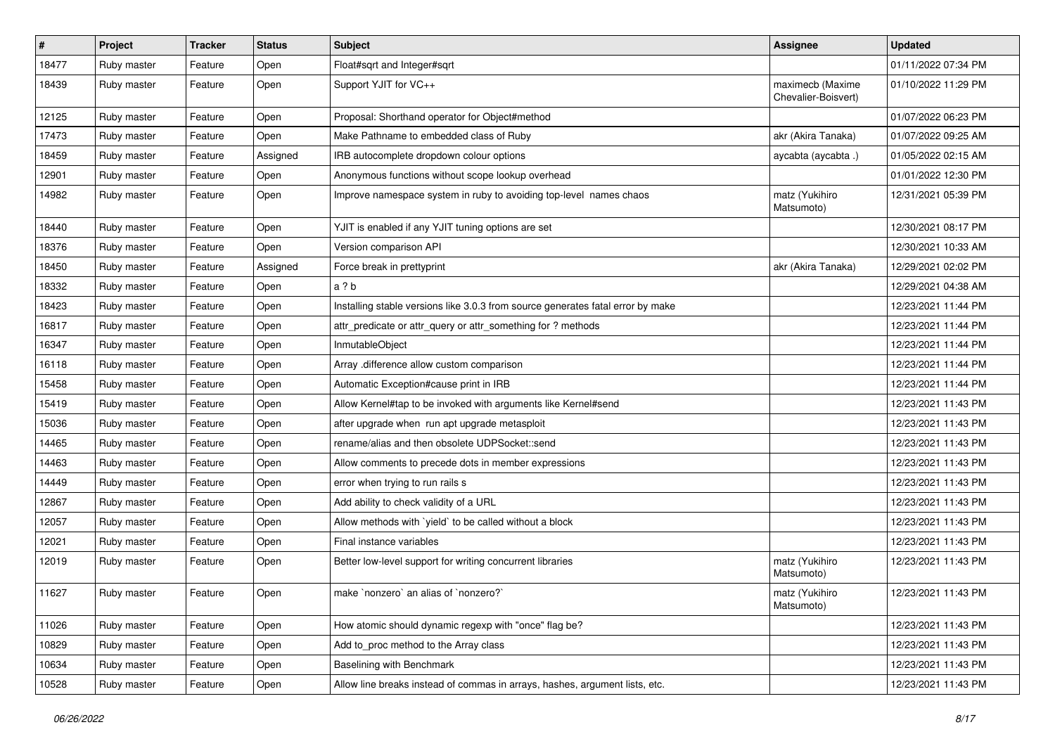| # | Project | Tracker | Status | Subject | Assignee | Updated |
|---|---|---|---|---|---|---|
| 18477 | Ruby master | Feature | Open | Float#sqrt and Integer#sqrt | | 01/11/2022 07:34 PM |
| 18439 | Ruby master | Feature | Open | Support YJIT for VC++ | maximecb (Maxime Chevalier-Boisvert) | 01/10/2022 11:29 PM |
| 12125 | Ruby master | Feature | Open | Proposal: Shorthand operator for Object#method | | 01/07/2022 06:23 PM |
| 17473 | Ruby master | Feature | Open | Make Pathname to embedded class of Ruby | akr (Akira Tanaka) | 01/07/2022 09:25 AM |
| 18459 | Ruby master | Feature | Assigned | IRB autocomplete dropdown colour options | aycabta (aycabta .) | 01/05/2022 02:15 AM |
| 12901 | Ruby master | Feature | Open | Anonymous functions without scope lookup overhead | | 01/01/2022 12:30 PM |
| 14982 | Ruby master | Feature | Open | Improve namespace system in ruby to avoiding top-level names chaos | matz (Yukihiro Matsumoto) | 12/31/2021 05:39 PM |
| 18440 | Ruby master | Feature | Open | YJIT is enabled if any YJIT tuning options are set | | 12/30/2021 08:17 PM |
| 18376 | Ruby master | Feature | Open | Version comparison API | | 12/30/2021 10:33 AM |
| 18450 | Ruby master | Feature | Assigned | Force break in prettyprint | akr (Akira Tanaka) | 12/29/2021 02:02 PM |
| 18332 | Ruby master | Feature | Open | a ? b | | 12/29/2021 04:38 AM |
| 18423 | Ruby master | Feature | Open | Installing stable versions like 3.0.3 from source generates fatal error by make | | 12/23/2021 11:44 PM |
| 16817 | Ruby master | Feature | Open | attr_predicate or attr_query or attr_something for ? methods | | 12/23/2021 11:44 PM |
| 16347 | Ruby master | Feature | Open | InmutableObject | | 12/23/2021 11:44 PM |
| 16118 | Ruby master | Feature | Open | Array .difference allow custom comparison | | 12/23/2021 11:44 PM |
| 15458 | Ruby master | Feature | Open | Automatic Exception#cause print in IRB | | 12/23/2021 11:44 PM |
| 15419 | Ruby master | Feature | Open | Allow Kernel#tap to be invoked with arguments like Kernel#send | | 12/23/2021 11:43 PM |
| 15036 | Ruby master | Feature | Open | after upgrade when run apt upgrade metasploit | | 12/23/2021 11:43 PM |
| 14465 | Ruby master | Feature | Open | rename/alias and then obsolete UDPSocket::send | | 12/23/2021 11:43 PM |
| 14463 | Ruby master | Feature | Open | Allow comments to precede dots in member expressions | | 12/23/2021 11:43 PM |
| 14449 | Ruby master | Feature | Open | error when trying to run rails s | | 12/23/2021 11:43 PM |
| 12867 | Ruby master | Feature | Open | Add ability to check validity of a URL | | 12/23/2021 11:43 PM |
| 12057 | Ruby master | Feature | Open | Allow methods with `yield` to be called without a block | | 12/23/2021 11:43 PM |
| 12021 | Ruby master | Feature | Open | Final instance variables | | 12/23/2021 11:43 PM |
| 12019 | Ruby master | Feature | Open | Better low-level support for writing concurrent libraries | matz (Yukihiro Matsumoto) | 12/23/2021 11:43 PM |
| 11627 | Ruby master | Feature | Open | make `nonzero` an alias of `nonzero?` | matz (Yukihiro Matsumoto) | 12/23/2021 11:43 PM |
| 11026 | Ruby master | Feature | Open | How atomic should dynamic regexp with "once" flag be? | | 12/23/2021 11:43 PM |
| 10829 | Ruby master | Feature | Open | Add to_proc method to the Array class | | 12/23/2021 11:43 PM |
| 10634 | Ruby master | Feature | Open | Baselining with Benchmark | | 12/23/2021 11:43 PM |
| 10528 | Ruby master | Feature | Open | Allow line breaks instead of commas in arrays, hashes, argument lists, etc. | | 12/23/2021 11:43 PM |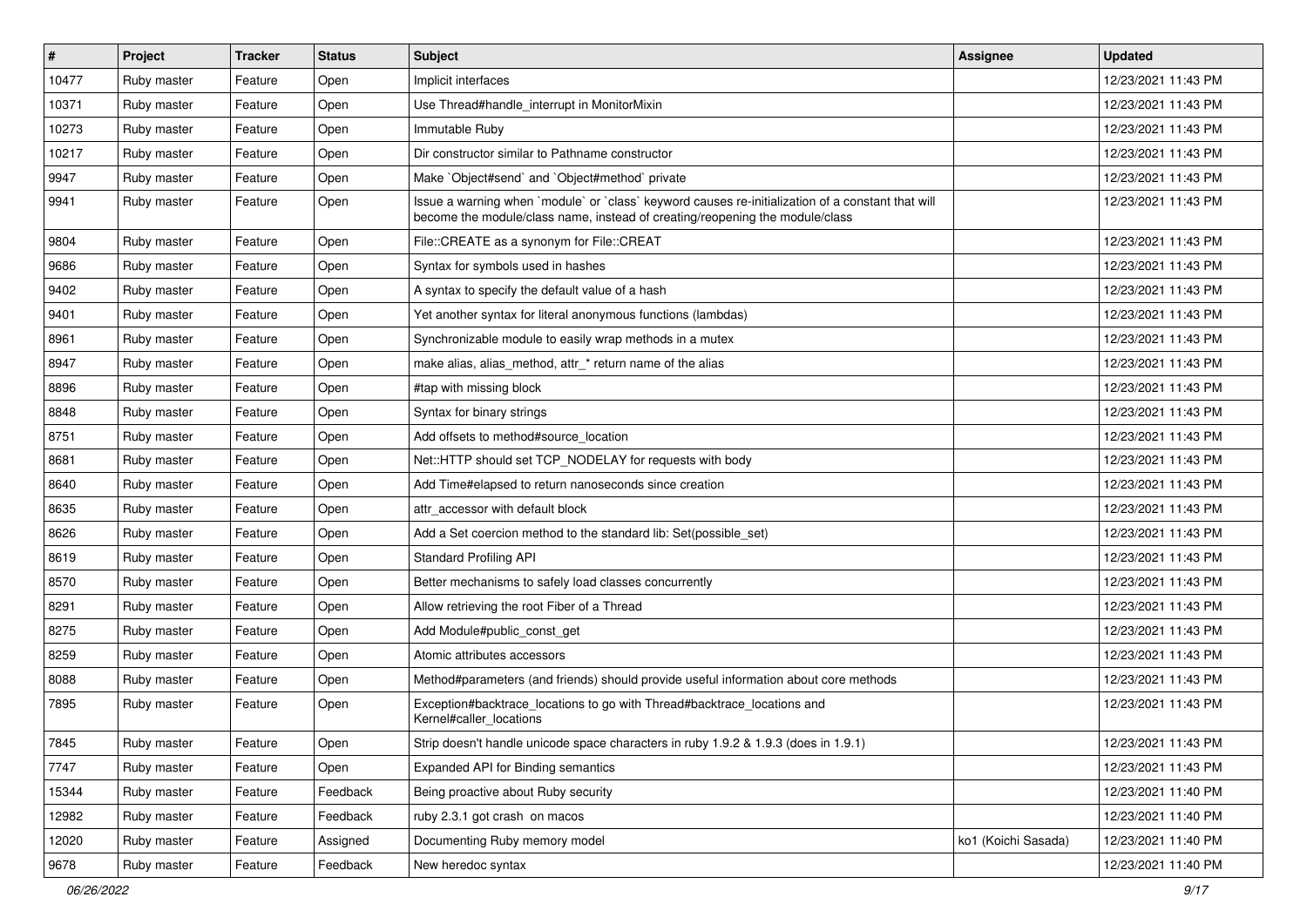| # | Project | Tracker | Status | Subject | Assignee | Updated |
|---|---|---|---|---|---|---|
| 10477 | Ruby master | Feature | Open | Implicit interfaces | | 12/23/2021 11:43 PM |
| 10371 | Ruby master | Feature | Open | Use Thread#handle_interrupt in MonitorMixin | | 12/23/2021 11:43 PM |
| 10273 | Ruby master | Feature | Open | Immutable Ruby | | 12/23/2021 11:43 PM |
| 10217 | Ruby master | Feature | Open | Dir constructor similar to Pathname constructor | | 12/23/2021 11:43 PM |
| 9947 | Ruby master | Feature | Open | Make `Object#send` and `Object#method` private | | 12/23/2021 11:43 PM |
| 9941 | Ruby master | Feature | Open | Issue a warning when `module` or `class` keyword causes re-initialization of a constant that will become the module/class name, instead of creating/reopening the module/class | | 12/23/2021 11:43 PM |
| 9804 | Ruby master | Feature | Open | File::CREATE as a synonym for File::CREAT | | 12/23/2021 11:43 PM |
| 9686 | Ruby master | Feature | Open | Syntax for symbols used in hashes | | 12/23/2021 11:43 PM |
| 9402 | Ruby master | Feature | Open | A syntax to specify the default value of a hash | | 12/23/2021 11:43 PM |
| 9401 | Ruby master | Feature | Open | Yet another syntax for literal anonymous functions (lambdas) | | 12/23/2021 11:43 PM |
| 8961 | Ruby master | Feature | Open | Synchronizable module to easily wrap methods in a mutex | | 12/23/2021 11:43 PM |
| 8947 | Ruby master | Feature | Open | make alias, alias_method, attr_* return name of the alias | | 12/23/2021 11:43 PM |
| 8896 | Ruby master | Feature | Open | #tap with missing block | | 12/23/2021 11:43 PM |
| 8848 | Ruby master | Feature | Open | Syntax for binary strings | | 12/23/2021 11:43 PM |
| 8751 | Ruby master | Feature | Open | Add offsets to method#source_location | | 12/23/2021 11:43 PM |
| 8681 | Ruby master | Feature | Open | Net::HTTP should set TCP_NODELAY for requests with body | | 12/23/2021 11:43 PM |
| 8640 | Ruby master | Feature | Open | Add Time#elapsed to return nanoseconds since creation | | 12/23/2021 11:43 PM |
| 8635 | Ruby master | Feature | Open | attr_accessor with default block | | 12/23/2021 11:43 PM |
| 8626 | Ruby master | Feature | Open | Add a Set coercion method to the standard lib: Set(possible_set) | | 12/23/2021 11:43 PM |
| 8619 | Ruby master | Feature | Open | Standard Profiling API | | 12/23/2021 11:43 PM |
| 8570 | Ruby master | Feature | Open | Better mechanisms to safely load classes concurrently | | 12/23/2021 11:43 PM |
| 8291 | Ruby master | Feature | Open | Allow retrieving the root Fiber of a Thread | | 12/23/2021 11:43 PM |
| 8275 | Ruby master | Feature | Open | Add Module#public_const_get | | 12/23/2021 11:43 PM |
| 8259 | Ruby master | Feature | Open | Atomic attributes accessors | | 12/23/2021 11:43 PM |
| 8088 | Ruby master | Feature | Open | Method#parameters (and friends) should provide useful information about core methods | | 12/23/2021 11:43 PM |
| 7895 | Ruby master | Feature | Open | Exception#backtrace_locations to go with Thread#backtrace_locations and Kernel#caller_locations | | 12/23/2021 11:43 PM |
| 7845 | Ruby master | Feature | Open | Strip doesn't handle unicode space characters in ruby 1.9.2 & 1.9.3 (does in 1.9.1) | | 12/23/2021 11:43 PM |
| 7747 | Ruby master | Feature | Open | Expanded API for Binding semantics | | 12/23/2021 11:43 PM |
| 15344 | Ruby master | Feature | Feedback | Being proactive about Ruby security | | 12/23/2021 11:40 PM |
| 12982 | Ruby master | Feature | Feedback | ruby 2.3.1 got crash on macos | | 12/23/2021 11:40 PM |
| 12020 | Ruby master | Feature | Assigned | Documenting Ruby memory model | ko1 (Koichi Sasada) | 12/23/2021 11:40 PM |
| 9678 | Ruby master | Feature | Feedback | New heredoc syntax | | 12/23/2021 11:40 PM |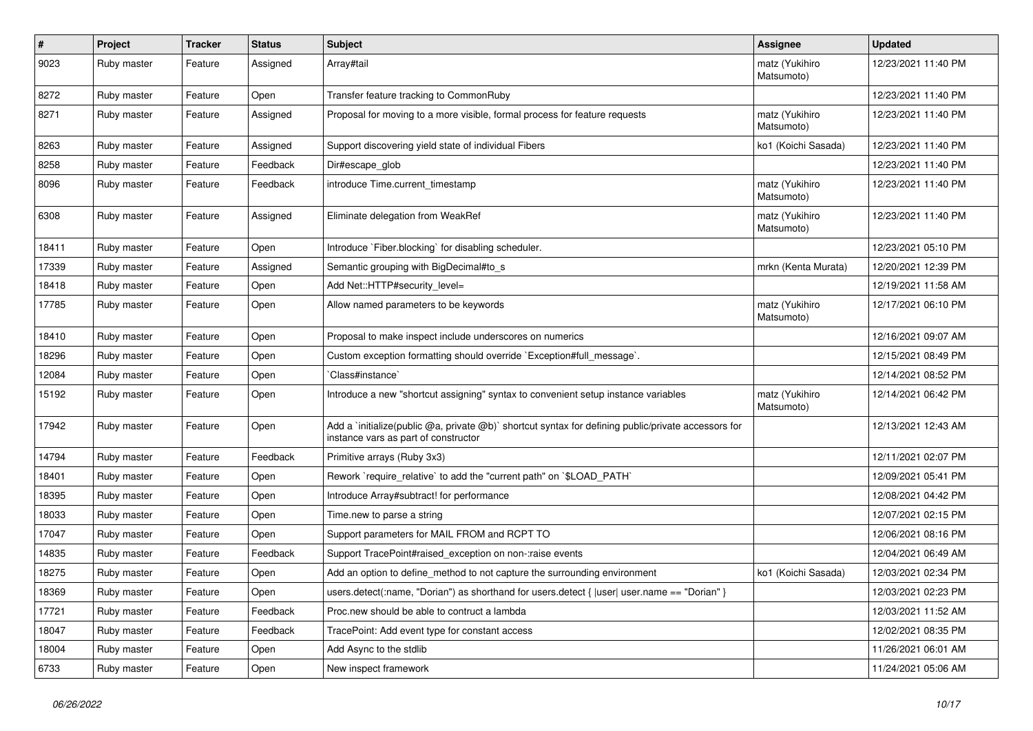| # | Project | Tracker | Status | Subject | Assignee | Updated |
|---|---|---|---|---|---|---|
| 9023 | Ruby master | Feature | Assigned | Array#tail | matz (Yukihiro Matsumoto) | 12/23/2021 11:40 PM |
| 8272 | Ruby master | Feature | Open | Transfer feature tracking to CommonRuby | | 12/23/2021 11:40 PM |
| 8271 | Ruby master | Feature | Assigned | Proposal for moving to a more visible, formal process for feature requests | matz (Yukihiro Matsumoto) | 12/23/2021 11:40 PM |
| 8263 | Ruby master | Feature | Assigned | Support discovering yield state of individual Fibers | ko1 (Koichi Sasada) | 12/23/2021 11:40 PM |
| 8258 | Ruby master | Feature | Feedback | Dir#escape_glob | | 12/23/2021 11:40 PM |
| 8096 | Ruby master | Feature | Feedback | introduce Time.current_timestamp | matz (Yukihiro Matsumoto) | 12/23/2021 11:40 PM |
| 6308 | Ruby master | Feature | Assigned | Eliminate delegation from WeakRef | matz (Yukihiro Matsumoto) | 12/23/2021 11:40 PM |
| 18411 | Ruby master | Feature | Open | Introduce `Fiber.blocking` for disabling scheduler. | | 12/23/2021 05:10 PM |
| 17339 | Ruby master | Feature | Assigned | Semantic grouping with BigDecimal#to_s | mrkn (Kenta Murata) | 12/20/2021 12:39 PM |
| 18418 | Ruby master | Feature | Open | Add Net::HTTP#security_level= | | 12/19/2021 11:58 AM |
| 17785 | Ruby master | Feature | Open | Allow named parameters to be keywords | matz (Yukihiro Matsumoto) | 12/17/2021 06:10 PM |
| 18410 | Ruby master | Feature | Open | Proposal to make inspect include underscores on numerics | | 12/16/2021 09:07 AM |
| 18296 | Ruby master | Feature | Open | Custom exception formatting should override `Exception#full_message`. | | 12/15/2021 08:49 PM |
| 12084 | Ruby master | Feature | Open | `Class#instance` | | 12/14/2021 08:52 PM |
| 15192 | Ruby master | Feature | Open | Introduce a new "shortcut assigning" syntax to convenient setup instance variables | matz (Yukihiro Matsumoto) | 12/14/2021 06:42 PM |
| 17942 | Ruby master | Feature | Open | Add a `initialize(public @a, private @b)` shortcut syntax for defining public/private accessors for instance vars as part of constructor | | 12/13/2021 12:43 AM |
| 14794 | Ruby master | Feature | Feedback | Primitive arrays (Ruby 3x3) | | 12/11/2021 02:07 PM |
| 18401 | Ruby master | Feature | Open | Rework `require_relative` to add the "current path" on `$LOAD_PATH` | | 12/09/2021 05:41 PM |
| 18395 | Ruby master | Feature | Open | Introduce Array#subtract! for performance | | 12/08/2021 04:42 PM |
| 18033 | Ruby master | Feature | Open | Time.new to parse a string | | 12/07/2021 02:15 PM |
| 17047 | Ruby master | Feature | Open | Support parameters for MAIL FROM and RCPT TO | | 12/06/2021 08:16 PM |
| 14835 | Ruby master | Feature | Feedback | Support TracePoint#raised_exception on non-:raise events | | 12/04/2021 06:49 AM |
| 18275 | Ruby master | Feature | Open | Add an option to define_method to not capture the surrounding environment | ko1 (Koichi Sasada) | 12/03/2021 02:34 PM |
| 18369 | Ruby master | Feature | Open | users.detect(:name, "Dorian") as shorthand for users.detect { \|user\| user.name == "Dorian" } | | 12/03/2021 02:23 PM |
| 17721 | Ruby master | Feature | Feedback | Proc.new should be able to contruct a lambda | | 12/03/2021 11:52 AM |
| 18047 | Ruby master | Feature | Feedback | TracePoint: Add event type for constant access | | 12/02/2021 08:35 PM |
| 18004 | Ruby master | Feature | Open | Add Async to the stdlib | | 11/26/2021 06:01 AM |
| 6733 | Ruby master | Feature | Open | New inspect framework | | 11/24/2021 05:06 AM |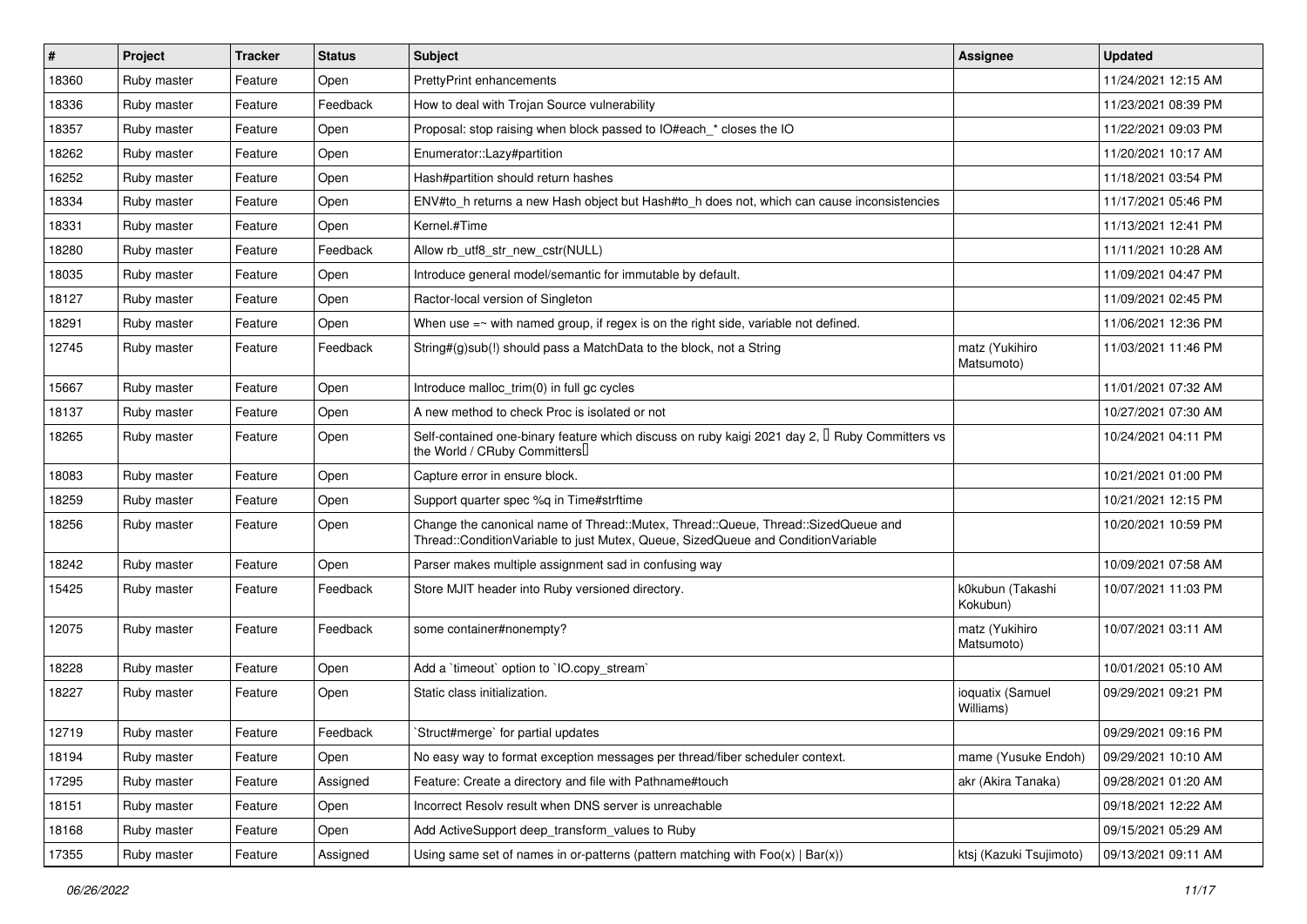| # | Project | Tracker | Status | Subject | Assignee | Updated |
|---|---|---|---|---|---|---|
| 18360 | Ruby master | Feature | Open | PrettyPrint enhancements | | 11/24/2021 12:15 AM |
| 18336 | Ruby master | Feature | Feedback | How to deal with Trojan Source vulnerability | | 11/23/2021 08:39 PM |
| 18357 | Ruby master | Feature | Open | Proposal: stop raising when block passed to IO#each_* closes the IO | | 11/22/2021 09:03 PM |
| 18262 | Ruby master | Feature | Open | Enumerator::Lazy#partition | | 11/20/2021 10:17 AM |
| 16252 | Ruby master | Feature | Open | Hash#partition should return hashes | | 11/18/2021 03:54 PM |
| 18334 | Ruby master | Feature | Open | ENV#to_h returns a new Hash object but Hash#to_h does not, which can cause inconsistencies | | 11/17/2021 05:46 PM |
| 18331 | Ruby master | Feature | Open | Kernel.#Time | | 11/13/2021 12:41 PM |
| 18280 | Ruby master | Feature | Feedback | Allow rb_utf8_str_new_cstr(NULL) | | 11/11/2021 10:28 AM |
| 18035 | Ruby master | Feature | Open | Introduce general model/semantic for immutable by default. | | 11/09/2021 04:47 PM |
| 18127 | Ruby master | Feature | Open | Ractor-local version of Singleton | | 11/09/2021 02:45 PM |
| 18291 | Ruby master | Feature | Open | When use =~ with named group, if regex is on the right side, variable not defined. | | 11/06/2021 12:36 PM |
| 12745 | Ruby master | Feature | Feedback | String#(g)sub(!) should pass a MatchData to the block, not a String | matz (Yukihiro Matsumoto) | 11/03/2021 11:46 PM |
| 15667 | Ruby master | Feature | Open | Introduce malloc_trim(0) in full gc cycles | | 11/01/2021 07:32 AM |
| 18137 | Ruby master | Feature | Open | A new method to check Proc is isolated or not | | 10/27/2021 07:30 AM |
| 18265 | Ruby master | Feature | Open | Self-contained one-binary feature which discuss on ruby kaigi 2021 day 2, 「Ruby Committers vs the World / CRuby Committers」 | | 10/24/2021 04:11 PM |
| 18083 | Ruby master | Feature | Open | Capture error in ensure block. | | 10/21/2021 01:00 PM |
| 18259 | Ruby master | Feature | Open | Support quarter spec %q in Time#strftime | | 10/21/2021 12:15 PM |
| 18256 | Ruby master | Feature | Open | Change the canonical name of Thread::Mutex, Thread::Queue, Thread::SizedQueue and Thread::ConditionVariable to just Mutex, Queue, SizedQueue and ConditionVariable | | 10/20/2021 10:59 PM |
| 18242 | Ruby master | Feature | Open | Parser makes multiple assignment sad in confusing way | | 10/09/2021 07:58 AM |
| 15425 | Ruby master | Feature | Feedback | Store MJIT header into Ruby versioned directory. | k0kubun (Takashi Kokubun) | 10/07/2021 11:03 PM |
| 12075 | Ruby master | Feature | Feedback | some container#nonempty? | matz (Yukihiro Matsumoto) | 10/07/2021 03:11 AM |
| 18228 | Ruby master | Feature | Open | Add a `timeout` option to `IO.copy_stream` | | 10/01/2021 05:10 AM |
| 18227 | Ruby master | Feature | Open | Static class initialization. | ioquatix (Samuel Williams) | 09/29/2021 09:21 PM |
| 12719 | Ruby master | Feature | Feedback | `Struct#merge` for partial updates | | 09/29/2021 09:16 PM |
| 18194 | Ruby master | Feature | Open | No easy way to format exception messages per thread/fiber scheduler context. | mame (Yusuke Endoh) | 09/29/2021 10:10 AM |
| 17295 | Ruby master | Feature | Assigned | Feature: Create a directory and file with Pathname#touch | akr (Akira Tanaka) | 09/28/2021 01:20 AM |
| 18151 | Ruby master | Feature | Open | Incorrect Resolv result when DNS server is unreachable | | 09/18/2021 12:22 AM |
| 18168 | Ruby master | Feature | Open | Add ActiveSupport deep_transform_values to Ruby | | 09/15/2021 05:29 AM |
| 17355 | Ruby master | Feature | Assigned | Using same set of names in or-patterns (pattern matching with Foo(x) \| Bar(x)) | ktsj (Kazuki Tsujimoto) | 09/13/2021 09:11 AM |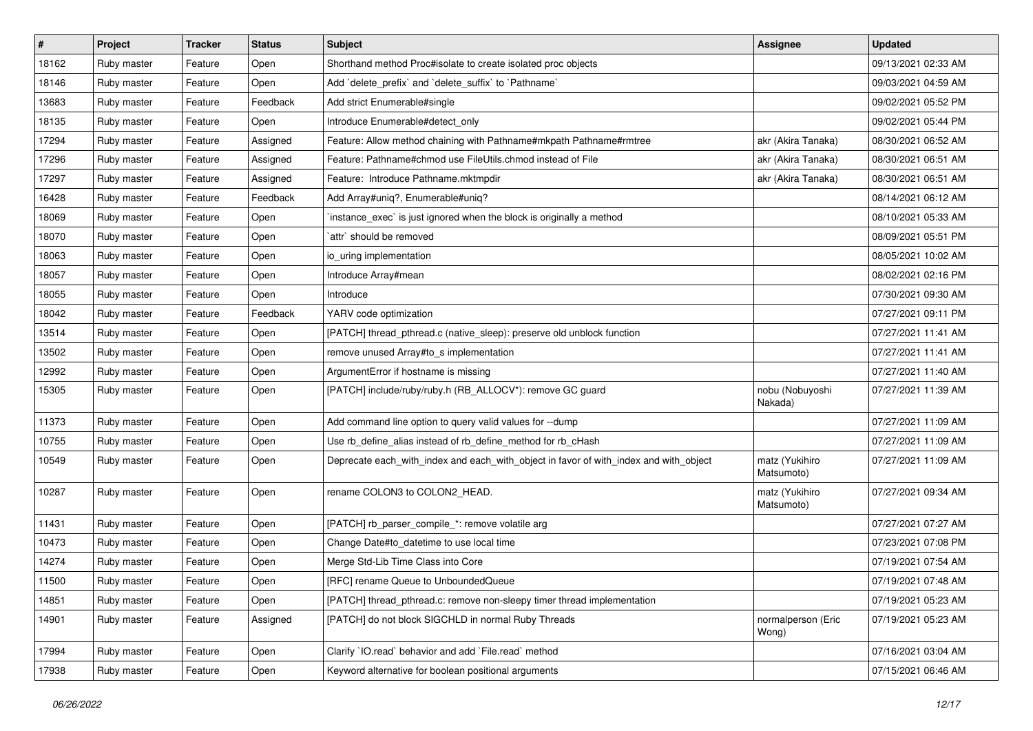| # | Project | Tracker | Status | Subject | Assignee | Updated |
|---|---|---|---|---|---|---|
| 18162 | Ruby master | Feature | Open | Shorthand method Proc#isolate to create isolated proc objects | | 09/13/2021 02:33 AM |
| 18146 | Ruby master | Feature | Open | Add `delete_prefix` and `delete_suffix` to `Pathname` | | 09/03/2021 04:59 AM |
| 13683 | Ruby master | Feature | Feedback | Add strict Enumerable#single | | 09/02/2021 05:52 PM |
| 18135 | Ruby master | Feature | Open | Introduce Enumerable#detect_only | | 09/02/2021 05:44 PM |
| 17294 | Ruby master | Feature | Assigned | Feature: Allow method chaining with Pathname#mkpath Pathname#rmtree | akr (Akira Tanaka) | 08/30/2021 06:52 AM |
| 17296 | Ruby master | Feature | Assigned | Feature: Pathname#chmod use FileUtils.chmod instead of File | akr (Akira Tanaka) | 08/30/2021 06:51 AM |
| 17297 | Ruby master | Feature | Assigned | Feature: Introduce Pathname.mktmpdir | akr (Akira Tanaka) | 08/30/2021 06:51 AM |
| 16428 | Ruby master | Feature | Feedback | Add Array#uniq?, Enumerable#uniq? | | 08/14/2021 06:12 AM |
| 18069 | Ruby master | Feature | Open | `instance_exec` is just ignored when the block is originally a method | | 08/10/2021 05:33 AM |
| 18070 | Ruby master | Feature | Open | `attr` should be removed | | 08/09/2021 05:51 PM |
| 18063 | Ruby master | Feature | Open | io_uring implementation | | 08/05/2021 10:02 AM |
| 18057 | Ruby master | Feature | Open | Introduce Array#mean | | 08/02/2021 02:16 PM |
| 18055 | Ruby master | Feature | Open | Introduce | | 07/30/2021 09:30 AM |
| 18042 | Ruby master | Feature | Feedback | YARV code optimization | | 07/27/2021 09:11 PM |
| 13514 | Ruby master | Feature | Open | [PATCH] thread_pthread.c (native_sleep): preserve old unblock function | | 07/27/2021 11:41 AM |
| 13502 | Ruby master | Feature | Open | remove unused Array#to_s implementation | | 07/27/2021 11:41 AM |
| 12992 | Ruby master | Feature | Open | ArgumentError if hostname is missing | | 07/27/2021 11:40 AM |
| 15305 | Ruby master | Feature | Open | [PATCH] include/ruby/ruby.h (RB_ALLOCV*): remove GC guard | nobu (Nobuyoshi Nakada) | 07/27/2021 11:39 AM |
| 11373 | Ruby master | Feature | Open | Add command line option to query valid values for --dump | | 07/27/2021 11:09 AM |
| 10755 | Ruby master | Feature | Open | Use rb_define_alias instead of rb_define_method for rb_cHash | | 07/27/2021 11:09 AM |
| 10549 | Ruby master | Feature | Open | Deprecate each_with_index and each_with_object in favor of with_index and with_object | matz (Yukihiro Matsumoto) | 07/27/2021 11:09 AM |
| 10287 | Ruby master | Feature | Open | rename COLON3 to COLON2_HEAD. | matz (Yukihiro Matsumoto) | 07/27/2021 09:34 AM |
| 11431 | Ruby master | Feature | Open | [PATCH] rb_parser_compile_*: remove volatile arg | | 07/27/2021 07:27 AM |
| 10473 | Ruby master | Feature | Open | Change Date#to_datetime to use local time | | 07/23/2021 07:08 PM |
| 14274 | Ruby master | Feature | Open | Merge Std-Lib Time Class into Core | | 07/19/2021 07:54 AM |
| 11500 | Ruby master | Feature | Open | [RFC] rename Queue to UnboundedQueue | | 07/19/2021 07:48 AM |
| 14851 | Ruby master | Feature | Open | [PATCH] thread_pthread.c: remove non-sleepy timer thread implementation | | 07/19/2021 05:23 AM |
| 14901 | Ruby master | Feature | Assigned | [PATCH] do not block SIGCHLD in normal Ruby Threads | normalperson (Eric Wong) | 07/19/2021 05:23 AM |
| 17994 | Ruby master | Feature | Open | Clarify `IO.read` behavior and add `File.read` method | | 07/16/2021 03:04 AM |
| 17938 | Ruby master | Feature | Open | Keyword alternative for boolean positional arguments | | 07/15/2021 06:46 AM |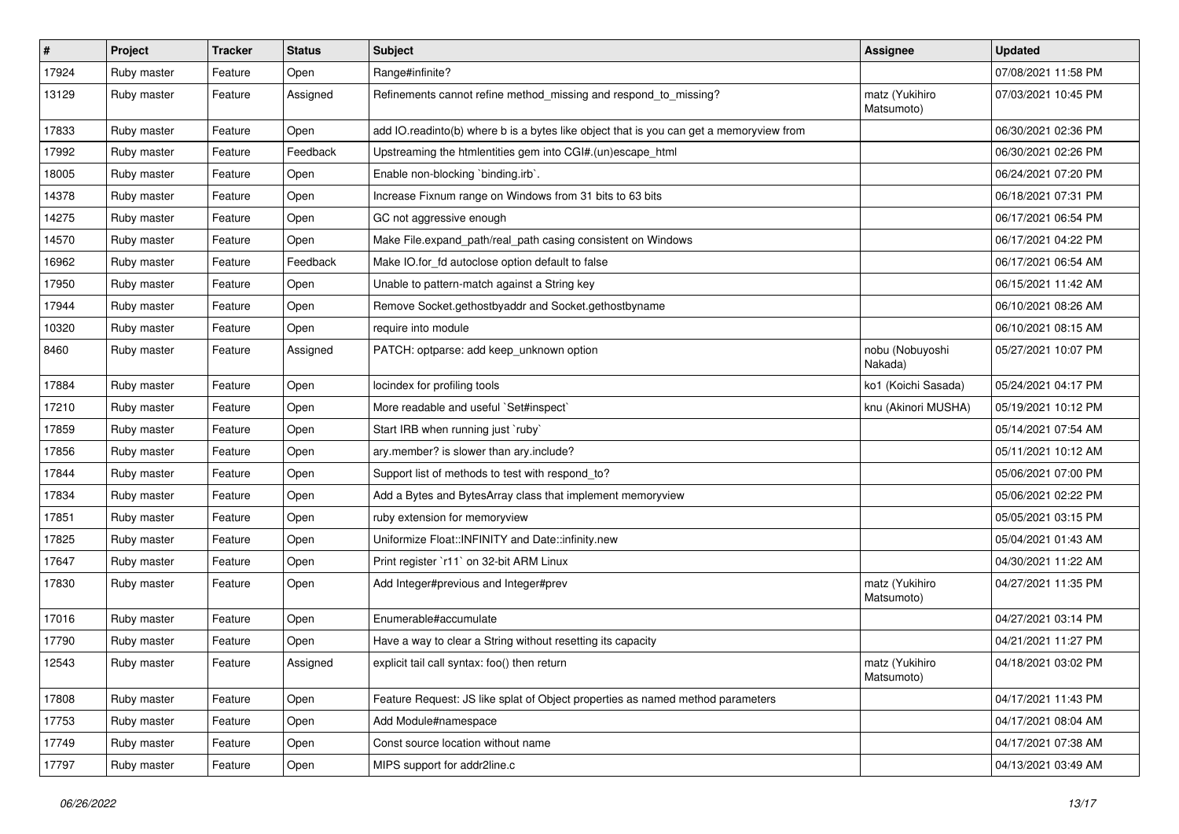| # | Project | Tracker | Status | Subject | Assignee | Updated |
|---|---|---|---|---|---|---|
| 17924 | Ruby master | Feature | Open | Range#infinite? | | 07/08/2021 11:58 PM |
| 13129 | Ruby master | Feature | Assigned | Refinements cannot refine method_missing and respond_to_missing? | matz (Yukihiro Matsumoto) | 07/03/2021 10:45 PM |
| 17833 | Ruby master | Feature | Open | add IO.readinto(b) where b is a bytes like object that is you can get a memoryview from | | 06/30/2021 02:36 PM |
| 17992 | Ruby master | Feature | Feedback | Upstreaming the htmlentities gem into CGI#.(un)escape_html | | 06/30/2021 02:26 PM |
| 18005 | Ruby master | Feature | Open | Enable non-blocking `binding.irb`. | | 06/24/2021 07:20 PM |
| 14378 | Ruby master | Feature | Open | Increase Fixnum range on Windows from 31 bits to 63 bits | | 06/18/2021 07:31 PM |
| 14275 | Ruby master | Feature | Open | GC not aggressive enough | | 06/17/2021 06:54 PM |
| 14570 | Ruby master | Feature | Open | Make File.expand_path/real_path casing consistent on Windows | | 06/17/2021 04:22 PM |
| 16962 | Ruby master | Feature | Feedback | Make IO.for_fd autoclose option default to false | | 06/17/2021 06:54 AM |
| 17950 | Ruby master | Feature | Open | Unable to pattern-match against a String key | | 06/15/2021 11:42 AM |
| 17944 | Ruby master | Feature | Open | Remove Socket.gethostbyaddr and Socket.gethostbyname | | 06/10/2021 08:26 AM |
| 10320 | Ruby master | Feature | Open | require into module | | 06/10/2021 08:15 AM |
| 8460 | Ruby master | Feature | Assigned | PATCH: optparse: add keep_unknown option | nobu (Nobuyoshi Nakada) | 05/27/2021 10:07 PM |
| 17884 | Ruby master | Feature | Open | locindex for profiling tools | ko1 (Koichi Sasada) | 05/24/2021 04:17 PM |
| 17210 | Ruby master | Feature | Open | More readable and useful `Set#inspect` | knu (Akinori MUSHA) | 05/19/2021 10:12 PM |
| 17859 | Ruby master | Feature | Open | Start IRB when running just `ruby` | | 05/14/2021 07:54 AM |
| 17856 | Ruby master | Feature | Open | ary.member? is slower than ary.include? | | 05/11/2021 10:12 AM |
| 17844 | Ruby master | Feature | Open | Support list of methods to test with respond_to? | | 05/06/2021 07:00 PM |
| 17834 | Ruby master | Feature | Open | Add a Bytes and BytesArray class that implement memoryview | | 05/06/2021 02:22 PM |
| 17851 | Ruby master | Feature | Open | ruby extension for memoryview | | 05/05/2021 03:15 PM |
| 17825 | Ruby master | Feature | Open | Uniformize Float::INFINITY and Date::infinity.new | | 05/04/2021 01:43 AM |
| 17647 | Ruby master | Feature | Open | Print register `r11` on 32-bit ARM Linux | | 04/30/2021 11:22 AM |
| 17830 | Ruby master | Feature | Open | Add Integer#previous and Integer#prev | matz (Yukihiro Matsumoto) | 04/27/2021 11:35 PM |
| 17016 | Ruby master | Feature | Open | Enumerable#accumulate | | 04/27/2021 03:14 PM |
| 17790 | Ruby master | Feature | Open | Have a way to clear a String without resetting its capacity | | 04/21/2021 11:27 PM |
| 12543 | Ruby master | Feature | Assigned | explicit tail call syntax: foo() then return | matz (Yukihiro Matsumoto) | 04/18/2021 03:02 PM |
| 17808 | Ruby master | Feature | Open | Feature Request: JS like splat of Object properties as named method parameters | | 04/17/2021 11:43 PM |
| 17753 | Ruby master | Feature | Open | Add Module#namespace | | 04/17/2021 08:04 AM |
| 17749 | Ruby master | Feature | Open | Const source location without name | | 04/17/2021 07:38 AM |
| 17797 | Ruby master | Feature | Open | MIPS support for addr2line.c | | 04/13/2021 03:49 AM |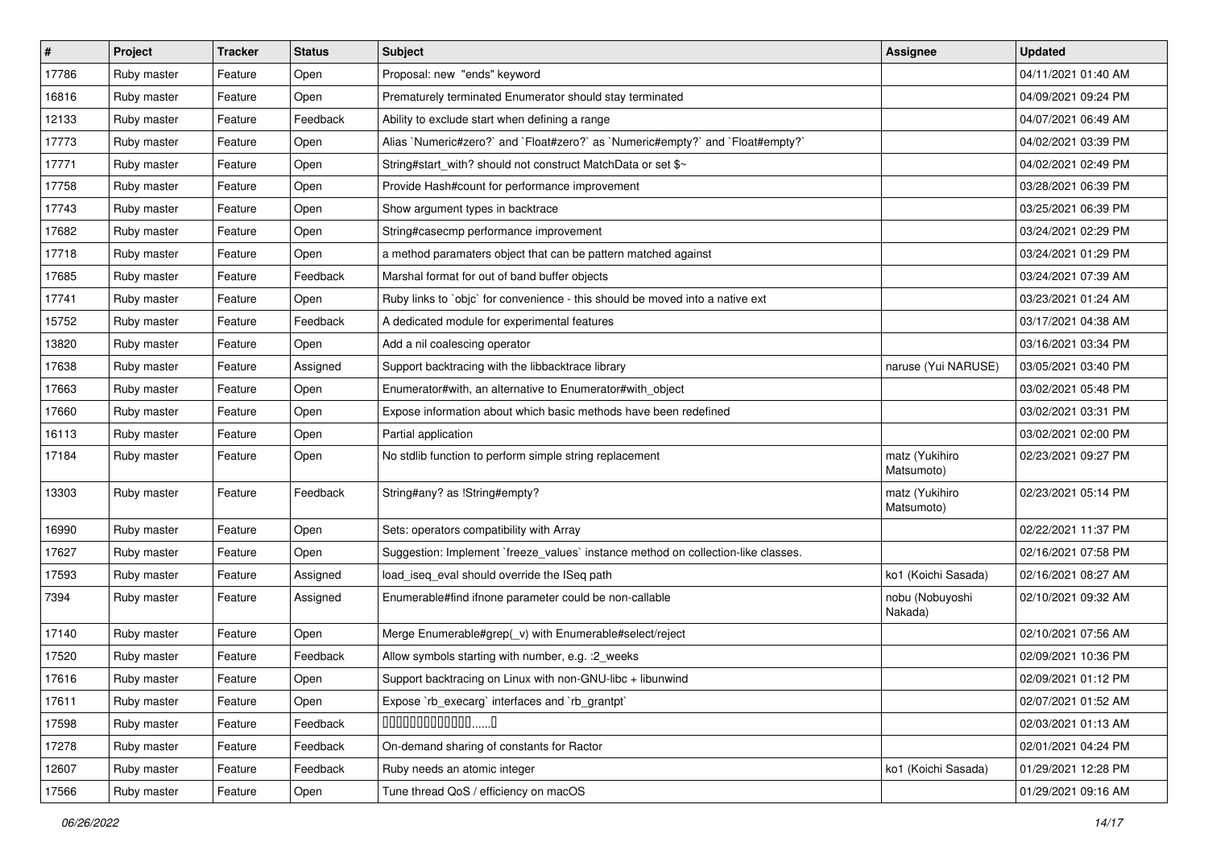| # | Project | Tracker | Status | Subject | Assignee | Updated |
|---|---|---|---|---|---|---|
| 17786 | Ruby master | Feature | Open | Proposal: new "ends" keyword | | 04/11/2021 01:40 AM |
| 16816 | Ruby master | Feature | Open | Prematurely terminated Enumerator should stay terminated | | 04/09/2021 09:24 PM |
| 12133 | Ruby master | Feature | Feedback | Ability to exclude start when defining a range | | 04/07/2021 06:49 AM |
| 17773 | Ruby master | Feature | Open | Alias `Numeric#zero?` and `Float#zero?` as `Numeric#empty?` and `Float#empty?` | | 04/02/2021 03:39 PM |
| 17771 | Ruby master | Feature | Open | String#start_with? should not construct MatchData or set $~ | | 04/02/2021 02:49 PM |
| 17758 | Ruby master | Feature | Open | Provide Hash#count for performance improvement | | 03/28/2021 06:39 PM |
| 17743 | Ruby master | Feature | Open | Show argument types in backtrace | | 03/25/2021 06:39 PM |
| 17682 | Ruby master | Feature | Open | String#casecmp performance improvement | | 03/24/2021 02:29 PM |
| 17718 | Ruby master | Feature | Open | a method paramaters object that can be pattern matched against | | 03/24/2021 01:29 PM |
| 17685 | Ruby master | Feature | Feedback | Marshal format for out of band buffer objects | | 03/24/2021 07:39 AM |
| 17741 | Ruby master | Feature | Open | Ruby links to `objc` for convenience - this should be moved into a native ext | | 03/23/2021 01:24 AM |
| 15752 | Ruby master | Feature | Feedback | A dedicated module for experimental features | | 03/17/2021 04:38 AM |
| 13820 | Ruby master | Feature | Open | Add a nil coalescing operator | | 03/16/2021 03:34 PM |
| 17638 | Ruby master | Feature | Assigned | Support backtracing with the libbacktrace library | naruse (Yui NARUSE) | 03/05/2021 03:40 PM |
| 17663 | Ruby master | Feature | Open | Enumerator#with, an alternative to Enumerator#with_object | | 03/02/2021 05:48 PM |
| 17660 | Ruby master | Feature | Open | Expose information about which basic methods have been redefined | | 03/02/2021 03:31 PM |
| 16113 | Ruby master | Feature | Open | Partial application | | 03/02/2021 02:00 PM |
| 17184 | Ruby master | Feature | Open | No stdlib function to perform simple string replacement | matz (Yukihiro Matsumoto) | 02/23/2021 09:27 PM |
| 13303 | Ruby master | Feature | Feedback | String#any? as !String#empty? | matz (Yukihiro Matsumoto) | 02/23/2021 05:14 PM |
| 16990 | Ruby master | Feature | Open | Sets: operators compatibility with Array | | 02/22/2021 11:37 PM |
| 17627 | Ruby master | Feature | Open | Suggestion: Implement `freeze_values` instance method on collection-like classes. | | 02/16/2021 07:58 PM |
| 17593 | Ruby master | Feature | Assigned | load_iseq_eval should override the ISeq path | ko1 (Koichi Sasada) | 02/16/2021 08:27 AM |
| 7394 | Ruby master | Feature | Assigned | Enumerable#find ifnone parameter could be non-callable | nobu (Nobuyoshi Nakada) | 02/10/2021 09:32 AM |
| 17140 | Ruby master | Feature | Open | Merge Enumerable#grep(_v) with Enumerable#select/reject | | 02/10/2021 07:56 AM |
| 17520 | Ruby master | Feature | Feedback | Allow symbols starting with number, e.g. :2_weeks | | 02/09/2021 10:36 PM |
| 17616 | Ruby master | Feature | Open | Support backtracing on Linux with non-GNU-libc + libunwind | | 02/09/2021 01:12 PM |
| 17611 | Ruby master | Feature | Open | Expose `rb_execarg` interfaces and `rb_grantpt` | | 02/07/2021 01:52 AM |
| 17598 | Ruby master | Feature | Feedback | 0000000000000......0 | | 02/03/2021 01:13 AM |
| 17278 | Ruby master | Feature | Feedback | On-demand sharing of constants for Ractor | | 02/01/2021 04:24 PM |
| 12607 | Ruby master | Feature | Feedback | Ruby needs an atomic integer | ko1 (Koichi Sasada) | 01/29/2021 12:28 PM |
| 17566 | Ruby master | Feature | Open | Tune thread QoS / efficiency on macOS | | 01/29/2021 09:16 AM |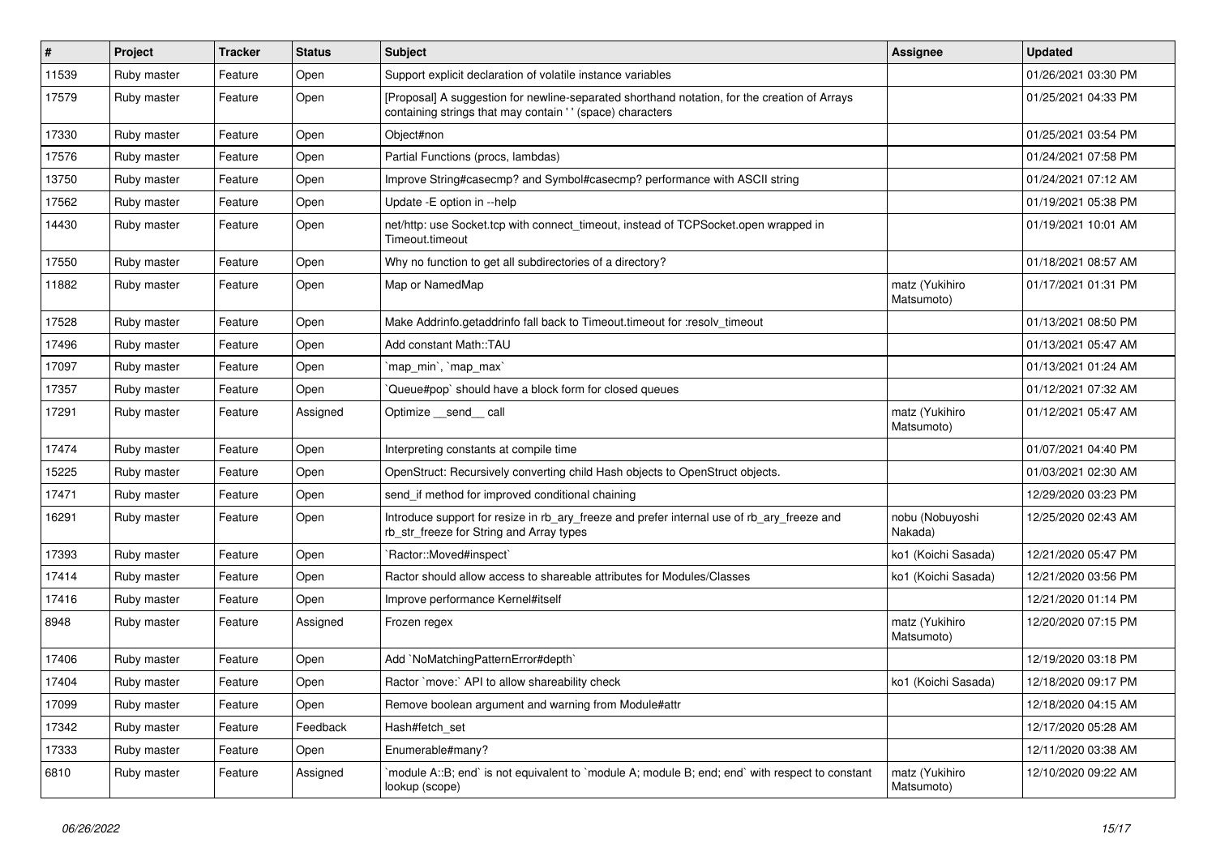| # | Project | Tracker | Status | Subject | Assignee | Updated |
|---|---|---|---|---|---|---|
| 11539 | Ruby master | Feature | Open | Support explicit declaration of volatile instance variables | | 01/26/2021 03:30 PM |
| 17579 | Ruby master | Feature | Open | [Proposal] A suggestion for newline-separated shorthand notation, for the creation of Arrays containing strings that may contain ' ' (space) characters | | 01/25/2021 04:33 PM |
| 17330 | Ruby master | Feature | Open | Object#non | | 01/25/2021 03:54 PM |
| 17576 | Ruby master | Feature | Open | Partial Functions (procs, lambdas) | | 01/24/2021 07:58 PM |
| 13750 | Ruby master | Feature | Open | Improve String#casecmp? and Symbol#casecmp? performance with ASCII string | | 01/24/2021 07:12 AM |
| 17562 | Ruby master | Feature | Open | Update -E option in --help | | 01/19/2021 05:38 PM |
| 14430 | Ruby master | Feature | Open | net/http: use Socket.tcp with connect_timeout, instead of TCPSocket.open wrapped in Timeout.timeout | | 01/19/2021 10:01 AM |
| 17550 | Ruby master | Feature | Open | Why no function to get all subdirectories of a directory? | | 01/18/2021 08:57 AM |
| 11882 | Ruby master | Feature | Open | Map or NamedMap | matz (Yukihiro Matsumoto) | 01/17/2021 01:31 PM |
| 17528 | Ruby master | Feature | Open | Make Addrinfo.getaddrinfo fall back to Timeout.timeout for :resolv_timeout | | 01/13/2021 08:50 PM |
| 17496 | Ruby master | Feature | Open | Add constant Math::TAU | | 01/13/2021 05:47 AM |
| 17097 | Ruby master | Feature | Open | `map_min`, `map_max` | | 01/13/2021 01:24 AM |
| 17357 | Ruby master | Feature | Open | `Queue#pop` should have a block form for closed queues | | 01/12/2021 07:32 AM |
| 17291 | Ruby master | Feature | Assigned | Optimize __send__ call | matz (Yukihiro Matsumoto) | 01/12/2021 05:47 AM |
| 17474 | Ruby master | Feature | Open | Interpreting constants at compile time | | 01/07/2021 04:40 PM |
| 15225 | Ruby master | Feature | Open | OpenStruct: Recursively converting child Hash objects to OpenStruct objects. | | 01/03/2021 02:30 AM |
| 17471 | Ruby master | Feature | Open | send_if method for improved conditional chaining | | 12/29/2020 03:23 PM |
| 16291 | Ruby master | Feature | Open | Introduce support for resize in rb_ary_freeze and prefer internal use of rb_ary_freeze and rb_str_freeze for String and Array types | nobu (Nobuyoshi Nakada) | 12/25/2020 02:43 AM |
| 17393 | Ruby master | Feature | Open | `Ractor::Moved#inspect` | ko1 (Koichi Sasada) | 12/21/2020 05:47 PM |
| 17414 | Ruby master | Feature | Open | Ractor should allow access to shareable attributes for Modules/Classes | ko1 (Koichi Sasada) | 12/21/2020 03:56 PM |
| 17416 | Ruby master | Feature | Open | Improve performance Kernel#itself | | 12/21/2020 01:14 PM |
| 8948 | Ruby master | Feature | Assigned | Frozen regex | matz (Yukihiro Matsumoto) | 12/20/2020 07:15 PM |
| 17406 | Ruby master | Feature | Open | Add `NoMatchingPatternError#depth` | | 12/19/2020 03:18 PM |
| 17404 | Ruby master | Feature | Open | Ractor `move:` API to allow shareability check | ko1 (Koichi Sasada) | 12/18/2020 09:17 PM |
| 17099 | Ruby master | Feature | Open | Remove boolean argument and warning from Module#attr | | 12/18/2020 04:15 AM |
| 17342 | Ruby master | Feature | Feedback | Hash#fetch_set | | 12/17/2020 05:28 AM |
| 17333 | Ruby master | Feature | Open | Enumerable#many? | | 12/11/2020 03:38 AM |
| 6810 | Ruby master | Feature | Assigned | `module A::B; end` is not equivalent to `module A; module B; end; end` with respect to constant lookup (scope) | matz (Yukihiro Matsumoto) | 12/10/2020 09:22 AM |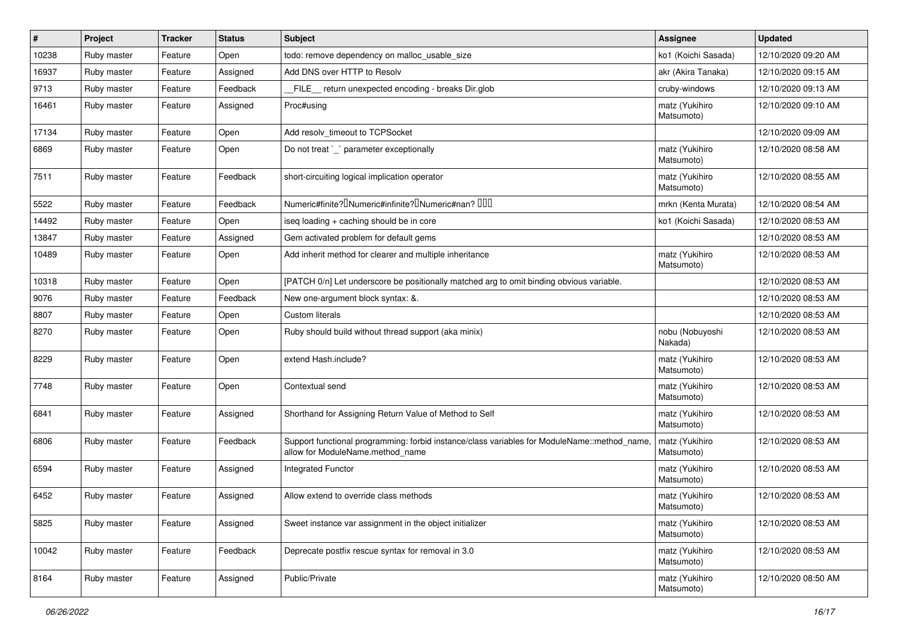| # | Project | Tracker | Status | Subject | Assignee | Updated |
|---|---|---|---|---|---|---|
| 10238 | Ruby master | Feature | Open | todo: remove dependency on malloc_usable_size | ko1 (Koichi Sasada) | 12/10/2020 09:20 AM |
| 16937 | Ruby master | Feature | Assigned | Add DNS over HTTP to Resolv | akr (Akira Tanaka) | 12/10/2020 09:15 AM |
| 9713 | Ruby master | Feature | Feedback | __FILE__ return unexpected encoding - breaks Dir.glob | cruby-windows | 12/10/2020 09:13 AM |
| 16461 | Ruby master | Feature | Assigned | Proc#using | matz (Yukihiro Matsumoto) | 12/10/2020 09:10 AM |
| 17134 | Ruby master | Feature | Open | Add resolv_timeout to TCPSocket | | 12/10/2020 09:09 AM |
| 6869 | Ruby master | Feature | Open | Do not treat `_` parameter exceptionally | matz (Yukihiro Matsumoto) | 12/10/2020 08:58 AM |
| 7511 | Ruby master | Feature | Feedback | short-circuiting logical implication operator | matz (Yukihiro Matsumoto) | 12/10/2020 08:55 AM |
| 5522 | Ruby master | Feature | Feedback | Numeric#finite?�Numeric#infinite?�Numeric#nan? ��� | mrkn (Kenta Murata) | 12/10/2020 08:54 AM |
| 14492 | Ruby master | Feature | Open | iseq loading + caching should be in core | ko1 (Koichi Sasada) | 12/10/2020 08:53 AM |
| 13847 | Ruby master | Feature | Assigned | Gem activated problem for default gems | | 12/10/2020 08:53 AM |
| 10489 | Ruby master | Feature | Open | Add inherit method for clearer and multiple inheritance | matz (Yukihiro Matsumoto) | 12/10/2020 08:53 AM |
| 10318 | Ruby master | Feature | Open | [PATCH 0/n] Let underscore be positionally matched arg to omit binding obvious variable. | | 12/10/2020 08:53 AM |
| 9076 | Ruby master | Feature | Feedback | New one-argument block syntax: &. | | 12/10/2020 08:53 AM |
| 8807 | Ruby master | Feature | Open | Custom literals | | 12/10/2020 08:53 AM |
| 8270 | Ruby master | Feature | Open | Ruby should build without thread support (aka minix) | nobu (Nobuyoshi Nakada) | 12/10/2020 08:53 AM |
| 8229 | Ruby master | Feature | Open | extend Hash.include? | matz (Yukihiro Matsumoto) | 12/10/2020 08:53 AM |
| 7748 | Ruby master | Feature | Open | Contextual send | matz (Yukihiro Matsumoto) | 12/10/2020 08:53 AM |
| 6841 | Ruby master | Feature | Assigned | Shorthand for Assigning Return Value of Method to Self | matz (Yukihiro Matsumoto) | 12/10/2020 08:53 AM |
| 6806 | Ruby master | Feature | Feedback | Support functional programming: forbid instance/class variables for ModuleName::method_name, allow for ModuleName.method_name | matz (Yukihiro Matsumoto) | 12/10/2020 08:53 AM |
| 6594 | Ruby master | Feature | Assigned | Integrated Functor | matz (Yukihiro Matsumoto) | 12/10/2020 08:53 AM |
| 6452 | Ruby master | Feature | Assigned | Allow extend to override class methods | matz (Yukihiro Matsumoto) | 12/10/2020 08:53 AM |
| 5825 | Ruby master | Feature | Assigned | Sweet instance var assignment in the object initializer | matz (Yukihiro Matsumoto) | 12/10/2020 08:53 AM |
| 10042 | Ruby master | Feature | Feedback | Deprecate postfix rescue syntax for removal in 3.0 | matz (Yukihiro Matsumoto) | 12/10/2020 08:53 AM |
| 8164 | Ruby master | Feature | Assigned | Public/Private | matz (Yukihiro Matsumoto) | 12/10/2020 08:50 AM |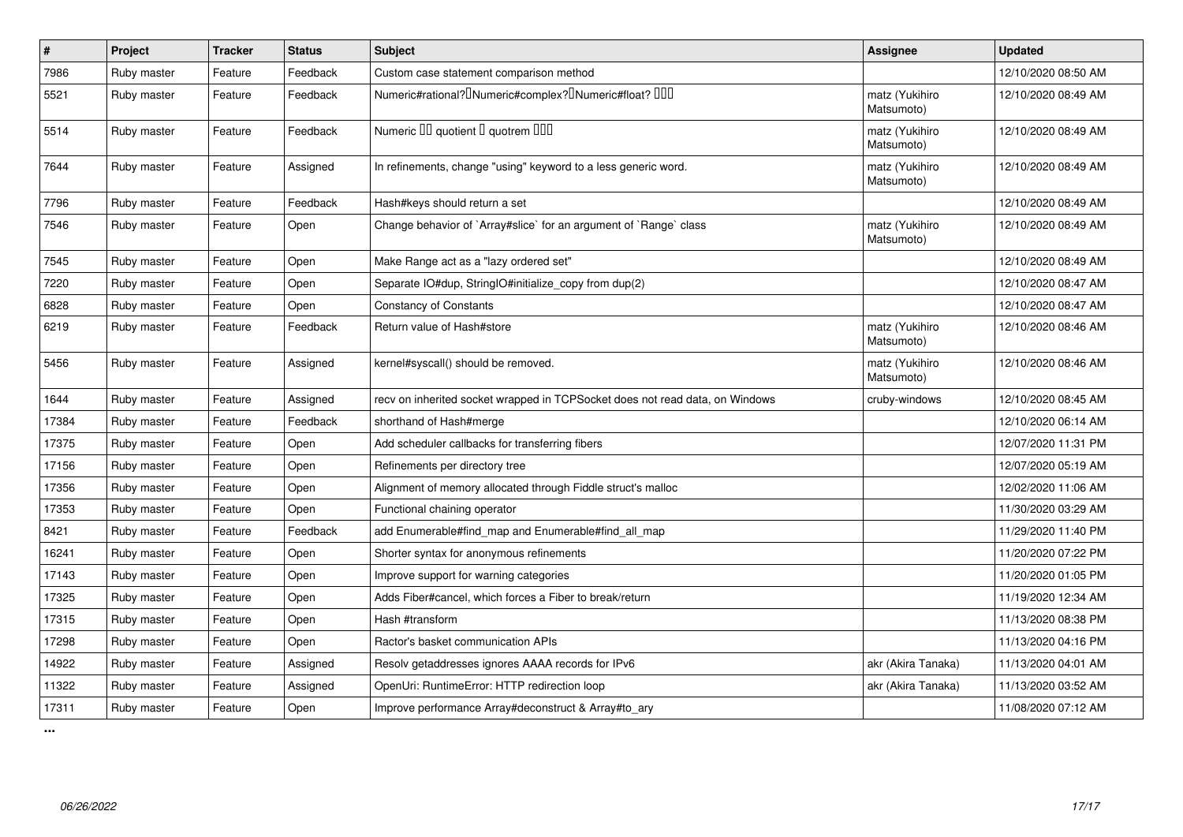| # | Project | Tracker | Status | Subject | Assignee | Updated |
|---|---|---|---|---|---|---|
| 7986 | Ruby master | Feature | Feedback | Custom case statement comparison method | | 12/10/2020 08:50 AM |
| 5521 | Ruby master | Feature | Feedback | Numeric#rational?�Numeric#complex?�Numeric#float? ��� | matz (Yukihiro Matsumoto) | 12/10/2020 08:49 AM |
| 5514 | Ruby master | Feature | Feedback | Numeric �� quotient � quotrem ��� | matz (Yukihiro Matsumoto) | 12/10/2020 08:49 AM |
| 7644 | Ruby master | Feature | Assigned | In refinements, change "using" keyword to a less generic word. | matz (Yukihiro Matsumoto) | 12/10/2020 08:49 AM |
| 7796 | Ruby master | Feature | Feedback | Hash#keys should return a set | | 12/10/2020 08:49 AM |
| 7546 | Ruby master | Feature | Open | Change behavior of `Array#slice` for an argument of `Range` class | matz (Yukihiro Matsumoto) | 12/10/2020 08:49 AM |
| 7545 | Ruby master | Feature | Open | Make Range act as a "lazy ordered set" | | 12/10/2020 08:49 AM |
| 7220 | Ruby master | Feature | Open | Separate IO#dup, StringIO#initialize_copy from dup(2) | | 12/10/2020 08:47 AM |
| 6828 | Ruby master | Feature | Open | Constancy of Constants | | 12/10/2020 08:47 AM |
| 6219 | Ruby master | Feature | Feedback | Return value of Hash#store | matz (Yukihiro Matsumoto) | 12/10/2020 08:46 AM |
| 5456 | Ruby master | Feature | Assigned | kernel#syscall() should be removed. | matz (Yukihiro Matsumoto) | 12/10/2020 08:46 AM |
| 1644 | Ruby master | Feature | Assigned | recv on inherited socket wrapped in TCPSocket does not read data, on Windows | cruby-windows | 12/10/2020 08:45 AM |
| 17384 | Ruby master | Feature | Feedback | shorthand of Hash#merge | | 12/10/2020 06:14 AM |
| 17375 | Ruby master | Feature | Open | Add scheduler callbacks for transferring fibers | | 12/07/2020 11:31 PM |
| 17156 | Ruby master | Feature | Open | Refinements per directory tree | | 12/07/2020 05:19 AM |
| 17356 | Ruby master | Feature | Open | Alignment of memory allocated through Fiddle struct's malloc | | 12/02/2020 11:06 AM |
| 17353 | Ruby master | Feature | Open | Functional chaining operator | | 11/30/2020 03:29 AM |
| 8421 | Ruby master | Feature | Feedback | add Enumerable#find_map and Enumerable#find_all_map | | 11/29/2020 11:40 PM |
| 16241 | Ruby master | Feature | Open | Shorter syntax for anonymous refinements | | 11/20/2020 07:22 PM |
| 17143 | Ruby master | Feature | Open | Improve support for warning categories | | 11/20/2020 01:05 PM |
| 17325 | Ruby master | Feature | Open | Adds Fiber#cancel, which forces a Fiber to break/return | | 11/19/2020 12:34 AM |
| 17315 | Ruby master | Feature | Open | Hash #transform | | 11/13/2020 08:38 PM |
| 17298 | Ruby master | Feature | Open | Ractor's basket communication APIs | | 11/13/2020 04:16 PM |
| 14922 | Ruby master | Feature | Assigned | Resolv getaddresses ignores AAAA records for IPv6 | akr (Akira Tanaka) | 11/13/2020 04:01 AM |
| 11322 | Ruby master | Feature | Assigned | OpenUri: RuntimeError: HTTP redirection loop | akr (Akira Tanaka) | 11/13/2020 03:52 AM |
| 17311 | Ruby master | Feature | Open | Improve performance Array#deconstruct & Array#to_ary | | 11/08/2020 07:12 AM |

...